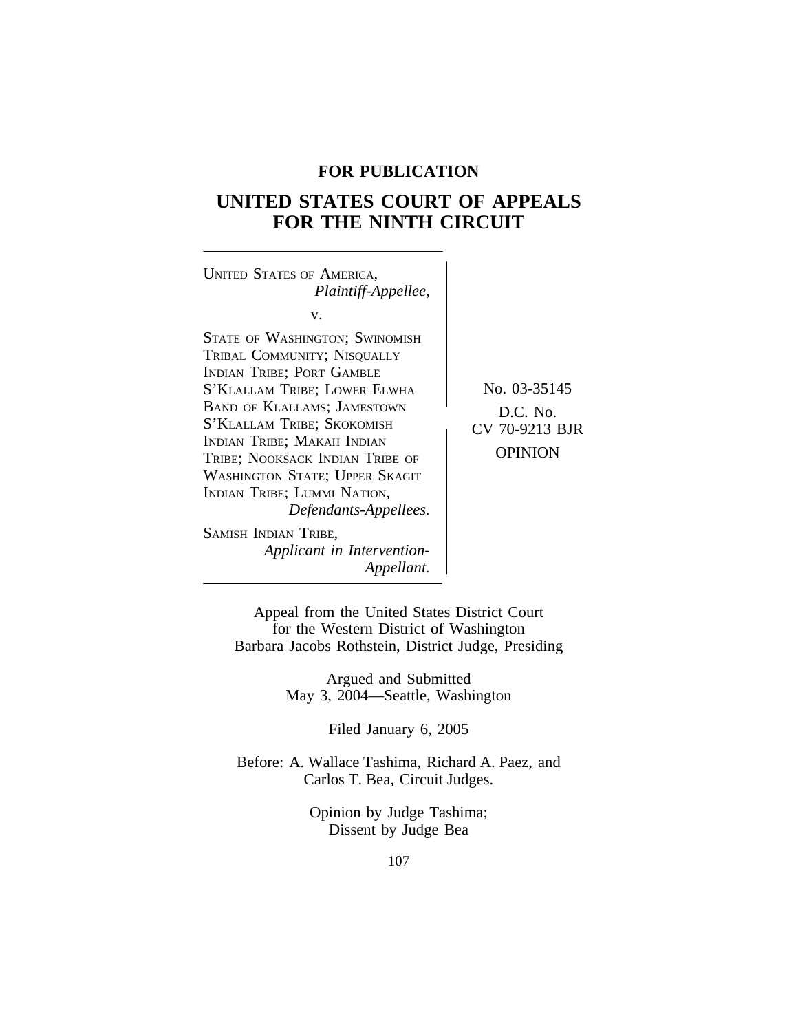**FOR PUBLICATION**

# UNITED STATES COURT OF APPEALS FOR THE NINTH CIRCUIT

UNITED STATES OF AMERICA,
*Plaintiff-Appellee,*

v.

STATE OF WASHINGTON; SWINOMISH TRIBAL COMMUNITY; NISQUALLY INDIAN TRIBE; PORT GAMBLE S'KLALLAM TRIBE; LOWER ELWHA BAND OF KLALLAMS; JAMESTOWN S'KLALLAM TRIBE; SKOKOMISH INDIAN TRIBE; MAKAH INDIAN TRIBE; NOOKSACK INDIAN TRIBE OF WASHINGTON STATE; UPPER SKAGIT INDIAN TRIBE; LUMMI NATION,
*Defendants-Appellees.*

SAMISH INDIAN TRIBE,
*Applicant in Intervention-Appellant.*

No. 03-35145

D.C. No. CV 70-9213 BJR

OPINION

Appeal from the United States District Court for the Western District of Washington
Barbara Jacobs Rothstein, District Judge, Presiding

Argued and Submitted
May 3, 2004—Seattle, Washington

Filed January 6, 2005

Before: A. Wallace Tashima, Richard A. Paez, and Carlos T. Bea, Circuit Judges.

Opinion by Judge Tashima;
Dissent by Judge Bea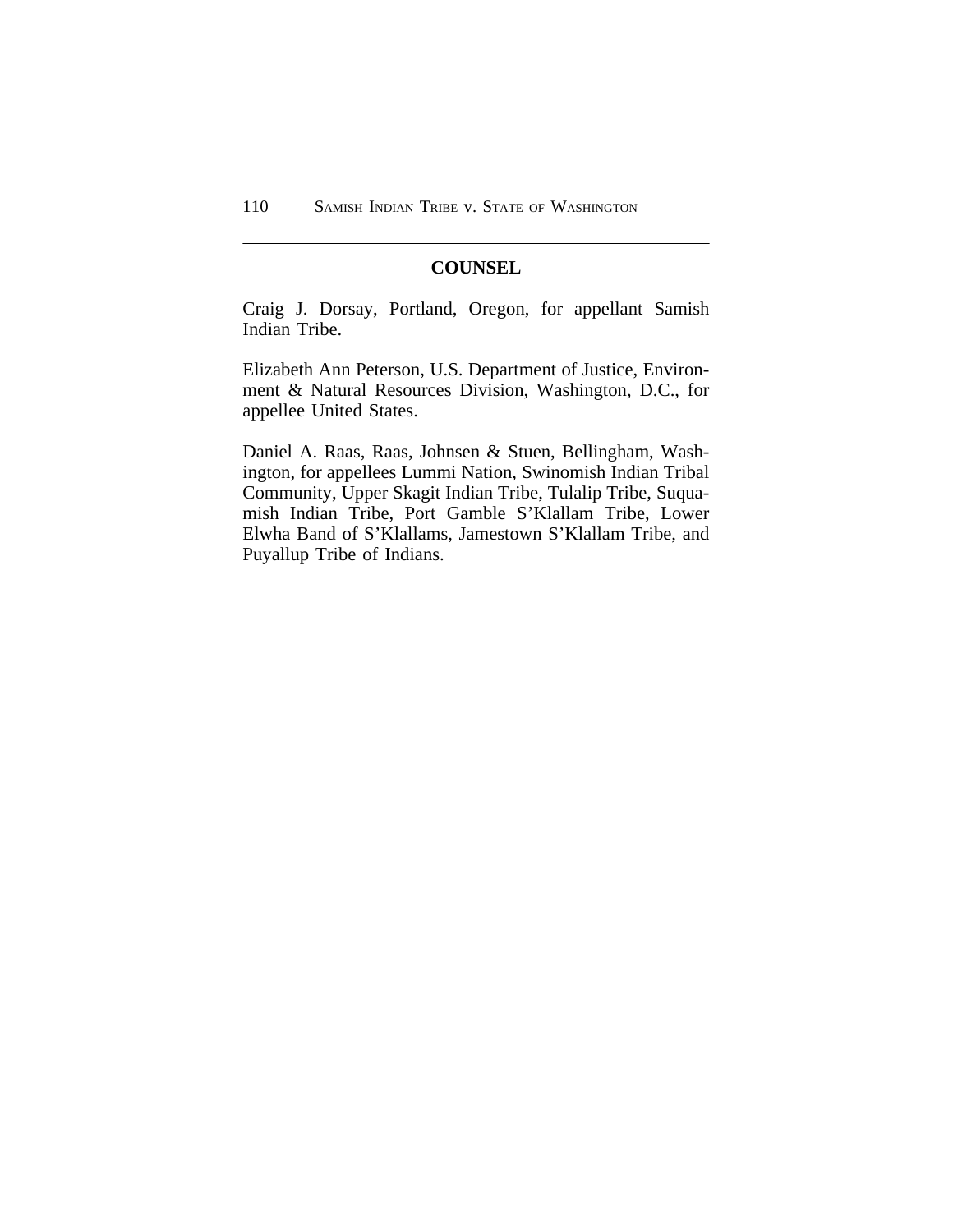## COUNSEL

Craig J. Dorsay, Portland, Oregon, for appellant Samish Indian Tribe.

Elizabeth Ann Peterson, U.S. Department of Justice, Environment & Natural Resources Division, Washington, D.C., for appellee United States.

Daniel A. Raas, Raas, Johnsen & Stuen, Bellingham, Washington, for appellees Lummi Nation, Swinomish Indian Tribal Community, Upper Skagit Indian Tribe, Tulalip Tribe, Suquamish Indian Tribe, Port Gamble S'Klallam Tribe, Lower Elwha Band of S'Klallams, Jamestown S'Klallam Tribe, and Puyallup Tribe of Indians.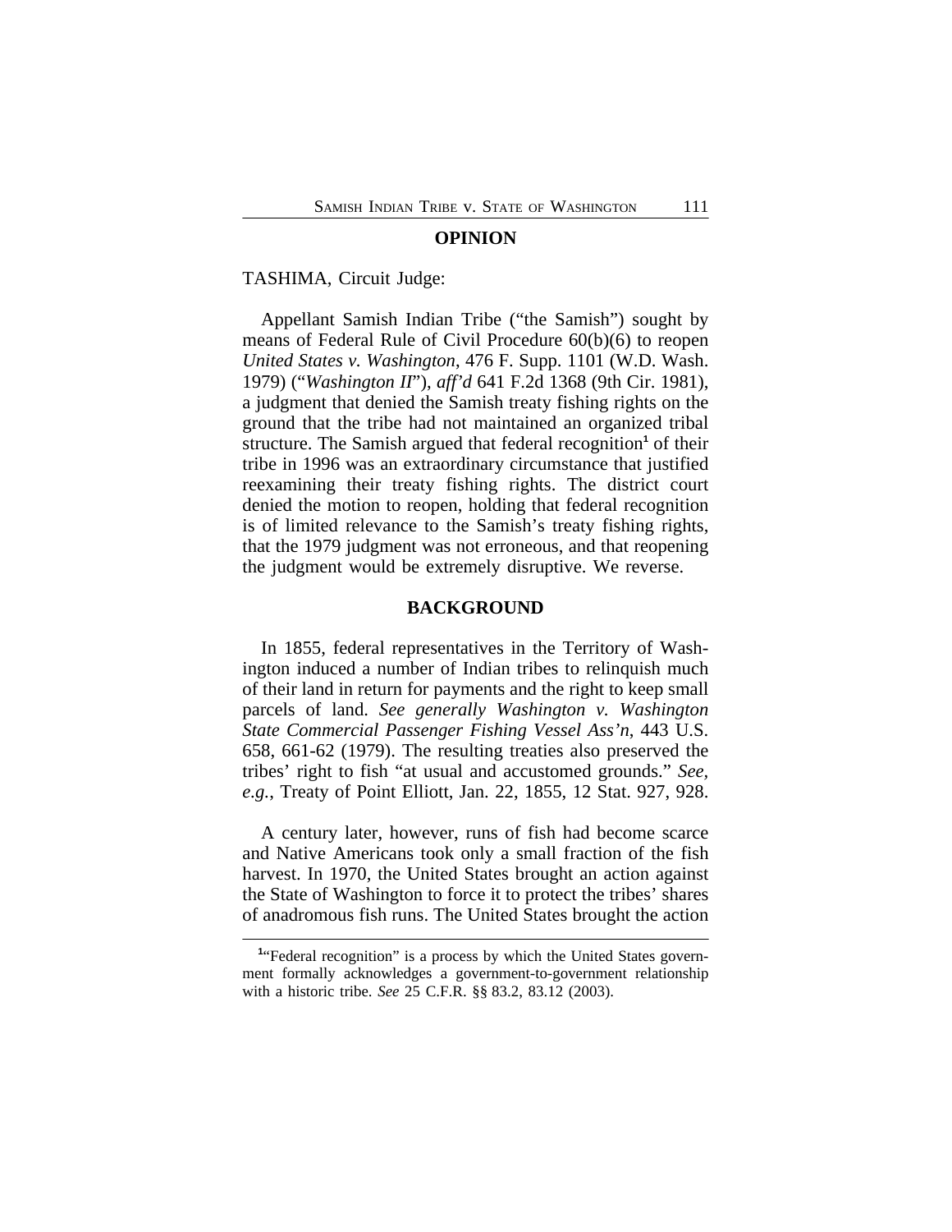## OPINION

TASHIMA, Circuit Judge:

Appellant Samish Indian Tribe ("the Samish") sought by means of Federal Rule of Civil Procedure 60(b)(6) to reopen *United States v. Washington*, 476 F. Supp. 1101 (W.D. Wash. 1979) ("*Washington II*"), *aff'd* 641 F.2d 1368 (9th Cir. 1981), a judgment that denied the Samish treaty fishing rights on the ground that the tribe had not maintained an organized tribal structure. The Samish argued that federal recognition[1] of their tribe in 1996 was an extraordinary circumstance that justified reexamining their treaty fishing rights. The district court denied the motion to reopen, holding that federal recognition is of limited relevance to the Samish's treaty fishing rights, that the 1979 judgment was not erroneous, and that reopening the judgment would be extremely disruptive. We reverse.

## BACKGROUND

In 1855, federal representatives in the Territory of Washington induced a number of Indian tribes to relinquish much of their land in return for payments and the right to keep small parcels of land. *See generally Washington v. Washington State Commercial Passenger Fishing Vessel Ass'n*, 443 U.S. 658, 661-62 (1979). The resulting treaties also preserved the tribes' right to fish "at usual and accustomed grounds." *See, e.g.*, Treaty of Point Elliott, Jan. 22, 1855, 12 Stat. 927, 928.

A century later, however, runs of fish had become scarce and Native Americans took only a small fraction of the fish harvest. In 1970, the United States brought an action against the State of Washington to force it to protect the tribes' shares of anadromous fish runs. The United States brought the action

[1]"Federal recognition" is a process by which the United States government formally acknowledges a government-to-government relationship with a historic tribe. *See* 25 C.F.R. §§ 83.2, 83.12 (2003).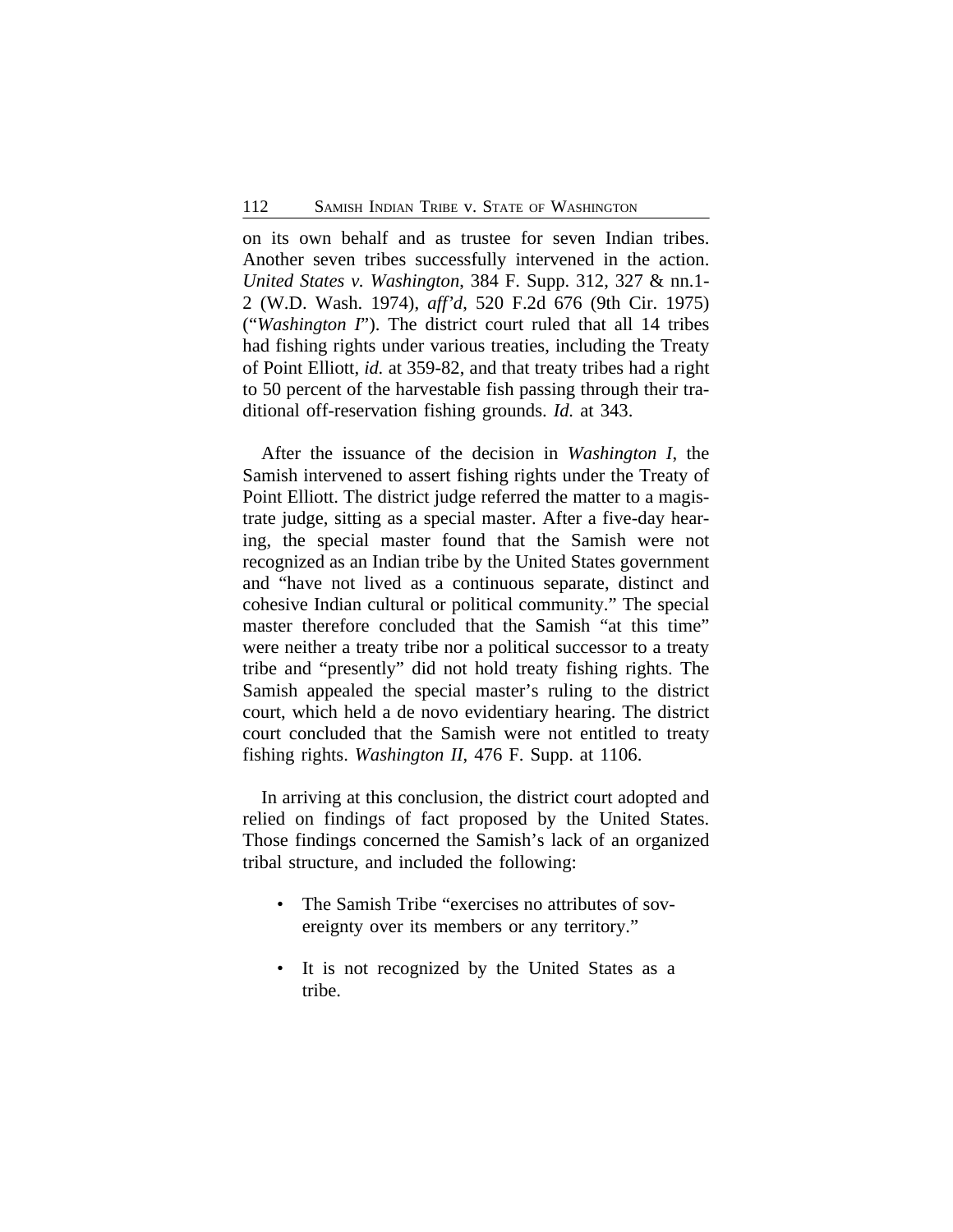on its own behalf and as trustee for seven Indian tribes. Another seven tribes successfully intervened in the action. *United States v. Washington*, 384 F. Supp. 312, 327 & nn.1-2 (W.D. Wash. 1974), *aff'd*, 520 F.2d 676 (9th Cir. 1975) ("*Washington I*"). The district court ruled that all 14 tribes had fishing rights under various treaties, including the Treaty of Point Elliott, *id.* at 359-82, and that treaty tribes had a right to 50 percent of the harvestable fish passing through their traditional off-reservation fishing grounds. *Id.* at 343.

After the issuance of the decision in *Washington I*, the Samish intervened to assert fishing rights under the Treaty of Point Elliott. The district judge referred the matter to a magistrate judge, sitting as a special master. After a five-day hearing, the special master found that the Samish were not recognized as an Indian tribe by the United States government and "have not lived as a continuous separate, distinct and cohesive Indian cultural or political community." The special master therefore concluded that the Samish "at this time" were neither a treaty tribe nor a political successor to a treaty tribe and "presently" did not hold treaty fishing rights. The Samish appealed the special master's ruling to the district court, which held a de novo evidentiary hearing. The district court concluded that the Samish were not entitled to treaty fishing rights. *Washington II*, 476 F. Supp. at 1106.

In arriving at this conclusion, the district court adopted and relied on findings of fact proposed by the United States. Those findings concerned the Samish's lack of an organized tribal structure, and included the following:

- The Samish Tribe "exercises no attributes of sovereignty over its members or any territory."
- It is not recognized by the United States as a tribe.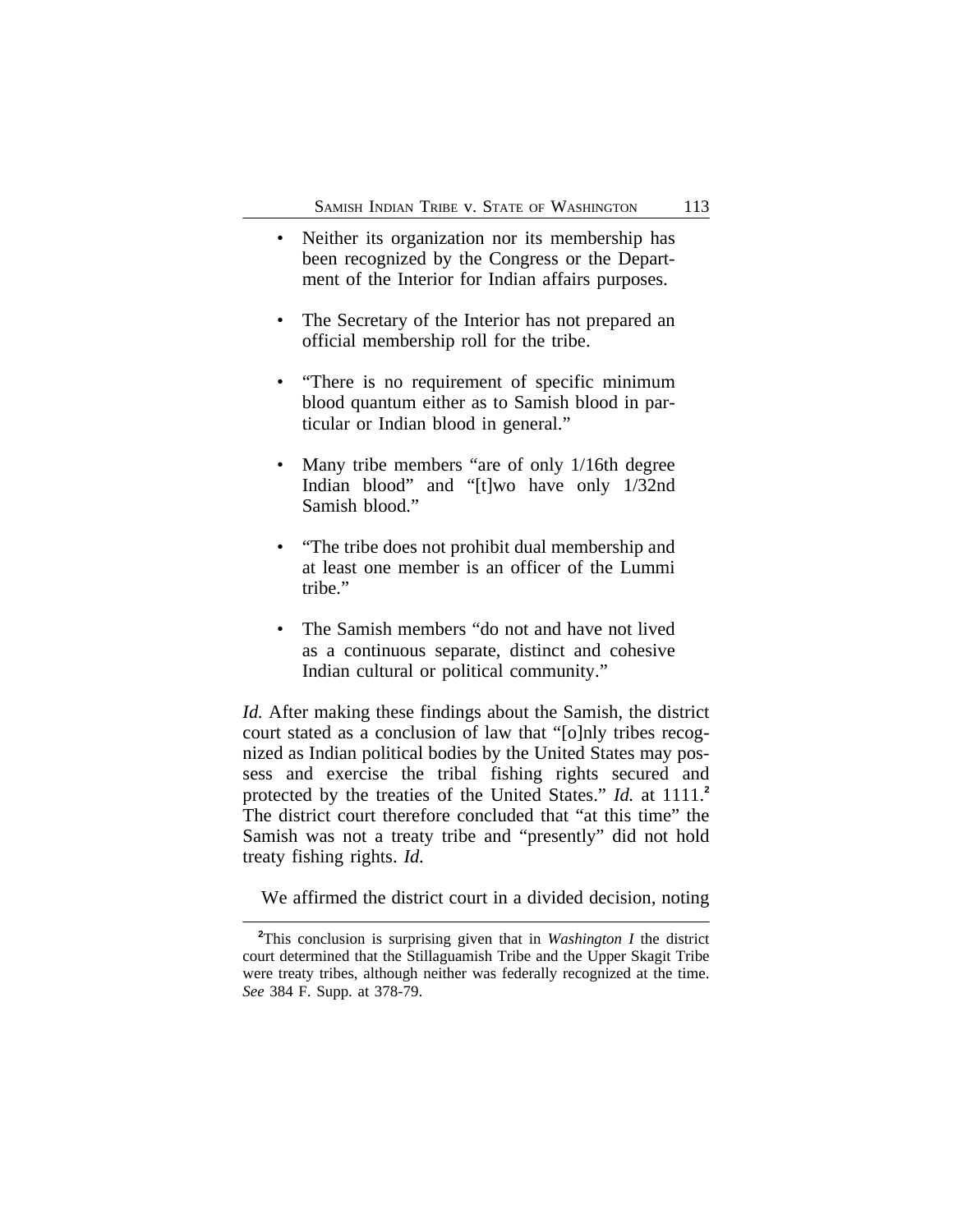- Neither its organization nor its membership has been recognized by the Congress or the Department of the Interior for Indian affairs purposes.

- The Secretary of the Interior has not prepared an official membership roll for the tribe.

- "There is no requirement of specific minimum blood quantum either as to Samish blood in particular or Indian blood in general."

- Many tribe members "are of only 1/16th degree Indian blood" and "[t]wo have only 1/32nd Samish blood."

- "The tribe does not prohibit dual membership and at least one member is an officer of the Lummi tribe."

- The Samish members "do not and have not lived as a continuous separate, distinct and cohesive Indian cultural or political community."

*Id.* After making these findings about the Samish, the district court stated as a conclusion of law that "[o]nly tribes recognized as Indian political bodies by the United States may possess and exercise the tribal fishing rights secured and protected by the treaties of the United States." *Id.* at 1111.[2] The district court therefore concluded that "at this time" the Samish was not a treaty tribe and "presently" did not hold treaty fishing rights. *Id.*

We affirmed the district court in a divided decision, noting

---

[2]This conclusion is surprising given that in *Washington I* the district court determined that the Stillaguamish Tribe and the Upper Skagit Tribe were treaty tribes, although neither was federally recognized at the time. *See* 384 F. Supp. at 378-79.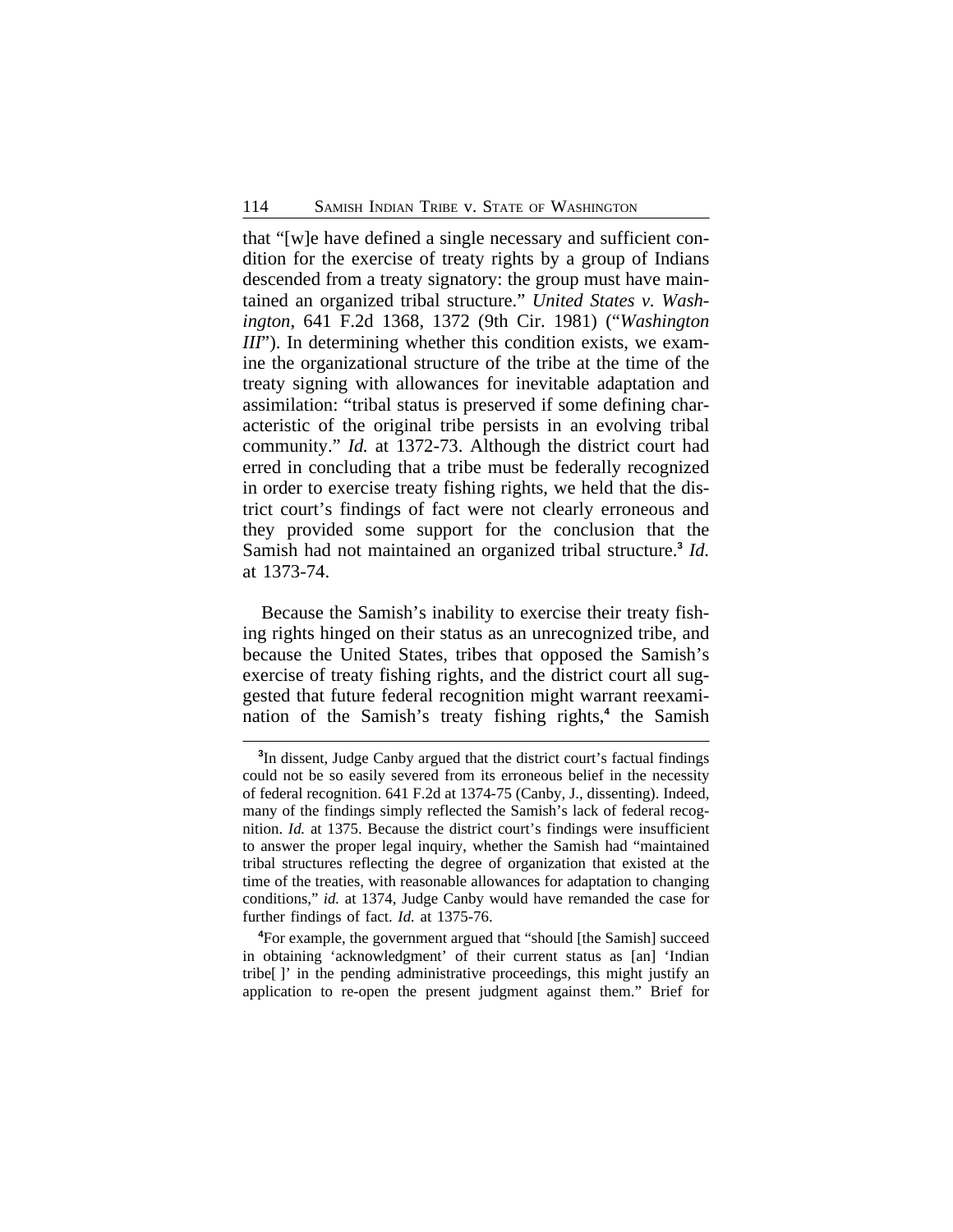that "[w]e have defined a single necessary and sufficient condition for the exercise of treaty rights by a group of Indians descended from a treaty signatory: the group must have maintained an organized tribal structure." *United States v. Washington*, 641 F.2d 1368, 1372 (9th Cir. 1981) ("*Washington III*"). In determining whether this condition exists, we examine the organizational structure of the tribe at the time of the treaty signing with allowances for inevitable adaptation and assimilation: "tribal status is preserved if some defining characteristic of the original tribe persists in an evolving tribal community." *Id.* at 1372-73. Although the district court had erred in concluding that a tribe must be federally recognized in order to exercise treaty fishing rights, we held that the district court's findings of fact were not clearly erroneous and they provided some support for the conclusion that the Samish had not maintained an organized tribal structure.[3] *Id.* at 1373-74.

Because the Samish's inability to exercise their treaty fishing rights hinged on their status as an unrecognized tribe, and because the United States, tribes that opposed the Samish's exercise of treaty fishing rights, and the district court all suggested that future federal recognition might warrant reexamination of the Samish's treaty fishing rights,[4] the Samish

---

[3]In dissent, Judge Canby argued that the district court's factual findings could not be so easily severed from its erroneous belief in the necessity of federal recognition. 641 F.2d at 1374-75 (Canby, J., dissenting). Indeed, many of the findings simply reflected the Samish's lack of federal recognition. *Id.* at 1375. Because the district court's findings were insufficient to answer the proper legal inquiry, whether the Samish had "maintained tribal structures reflecting the degree of organization that existed at the time of the treaties, with reasonable allowances for adaptation to changing conditions," *id.* at 1374, Judge Canby would have remanded the case for further findings of fact. *Id.* at 1375-76.

[4]For example, the government argued that "should [the Samish] succeed in obtaining 'acknowledgment' of their current status as [an] 'Indian tribe[ ]' in the pending administrative proceedings, this might justify an application to re-open the present judgment against them." Brief for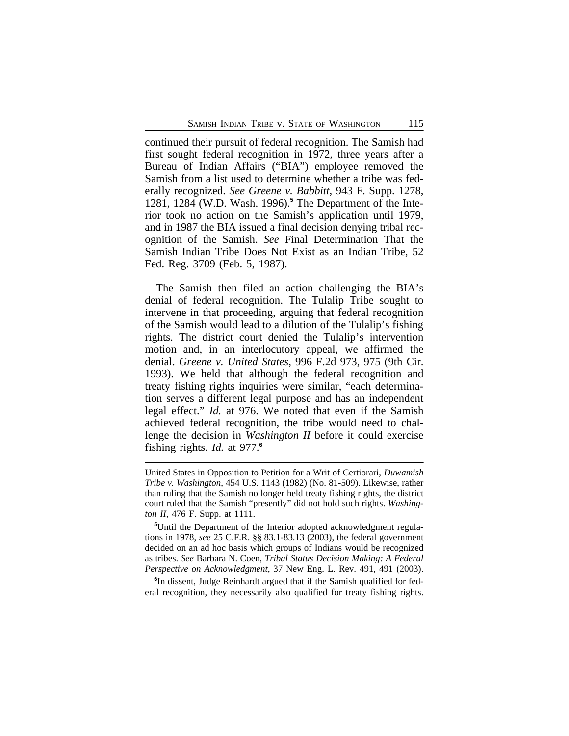continued their pursuit of federal recognition. The Samish had first sought federal recognition in 1972, three years after a Bureau of Indian Affairs ("BIA") employee removed the Samish from a list used to determine whether a tribe was federally recognized. *See Greene v. Babbitt*, 943 F. Supp. 1278, 1281, 1284 (W.D. Wash. 1996).[5] The Department of the Interior took no action on the Samish's application until 1979, and in 1987 the BIA issued a final decision denying tribal recognition of the Samish. *See* Final Determination That the Samish Indian Tribe Does Not Exist as an Indian Tribe, 52 Fed. Reg. 3709 (Feb. 5, 1987).

The Samish then filed an action challenging the BIA's denial of federal recognition. The Tulalip Tribe sought to intervene in that proceeding, arguing that federal recognition of the Samish would lead to a dilution of the Tulalip's fishing rights. The district court denied the Tulalip's intervention motion and, in an interlocutory appeal, we affirmed the denial. *Greene v. United States*, 996 F.2d 973, 975 (9th Cir. 1993). We held that although the federal recognition and treaty fishing rights inquiries were similar, "each determination serves a different legal purpose and has an independent legal effect." *Id.* at 976. We noted that even if the Samish achieved federal recognition, the tribe would need to challenge the decision in *Washington II* before it could exercise fishing rights. *Id.* at 977.[6]

---

United States in Opposition to Petition for a Writ of Certiorari, *Duwamish Tribe v. Washington*, 454 U.S. 1143 (1982) (No. 81-509). Likewise, rather than ruling that the Samish no longer held treaty fishing rights, the district court ruled that the Samish "presently" did not hold such rights. *Washington II*, 476 F. Supp. at 1111.

[5]Until the Department of the Interior adopted acknowledgment regulations in 1978, *see* 25 C.F.R. §§ 83.1-83.13 (2003), the federal government decided on an ad hoc basis which groups of Indians would be recognized as tribes. *See* Barbara N. Coen, *Tribal Status Decision Making: A Federal Perspective on Acknowledgment*, 37 New Eng. L. Rev. 491, 491 (2003).

[6]In dissent, Judge Reinhardt argued that if the Samish qualified for federal recognition, they necessarily also qualified for treaty fishing rights.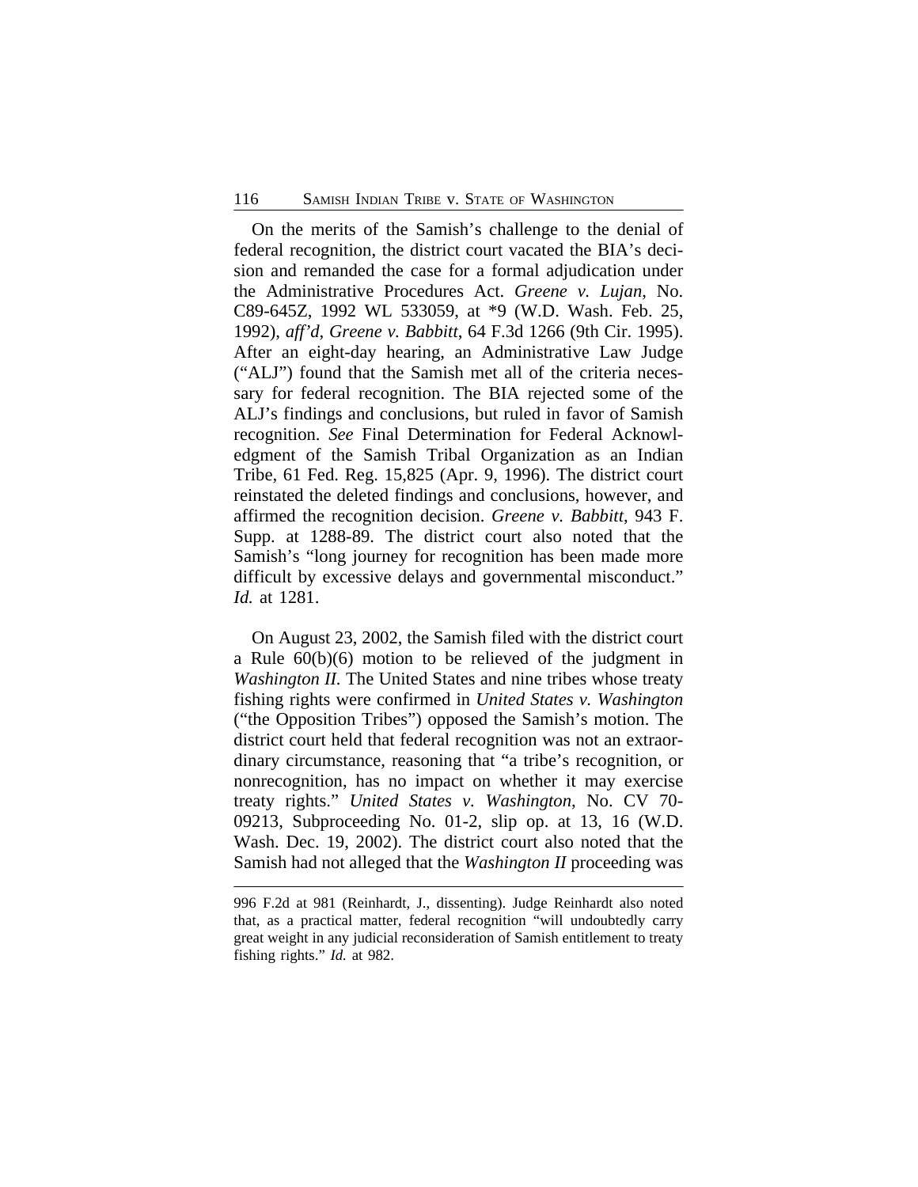On the merits of the Samish's challenge to the denial of federal recognition, the district court vacated the BIA's decision and remanded the case for a formal adjudication under the Administrative Procedures Act. *Greene v. Lujan*, No. C89-645Z, 1992 WL 533059, at *9 (W.D. Wash. Feb. 25, 1992), *aff'd*, *Greene v. Babbitt*, 64 F.3d 1266 (9th Cir. 1995). After an eight-day hearing, an Administrative Law Judge ("ALJ") found that the Samish met all of the criteria necessary for federal recognition. The BIA rejected some of the ALJ's findings and conclusions, but ruled in favor of Samish recognition. *See* Final Determination for Federal Acknowledgment of the Samish Tribal Organization as an Indian Tribe, 61 Fed. Reg. 15,825 (Apr. 9, 1996). The district court reinstated the deleted findings and conclusions, however, and affirmed the recognition decision. *Greene v. Babbitt*, 943 F. Supp. at 1288-89. The district court also noted that the Samish's "long journey for recognition has been made more difficult by excessive delays and governmental misconduct." *Id.* at 1281.

On August 23, 2002, the Samish filed with the district court a Rule 60(b)(6) motion to be relieved of the judgment in *Washington II*. The United States and nine tribes whose treaty fishing rights were confirmed in *United States v. Washington* ("the Opposition Tribes") opposed the Samish's motion. The district court held that federal recognition was not an extraordinary circumstance, reasoning that "a tribe's recognition, or nonrecognition, has no impact on whether it may exercise treaty rights." *United States v. Washington*, No. CV 70-09213, Subproceeding No. 01-2, slip op. at 13, 16 (W.D. Wash. Dec. 19, 2002). The district court also noted that the Samish had not alleged that the *Washington II* proceeding was

---

996 F.2d at 981 (Reinhardt, J., dissenting). Judge Reinhardt also noted that, as a practical matter, federal recognition "will undoubtedly carry great weight in any judicial reconsideration of Samish entitlement to treaty fishing rights." *Id.* at 982.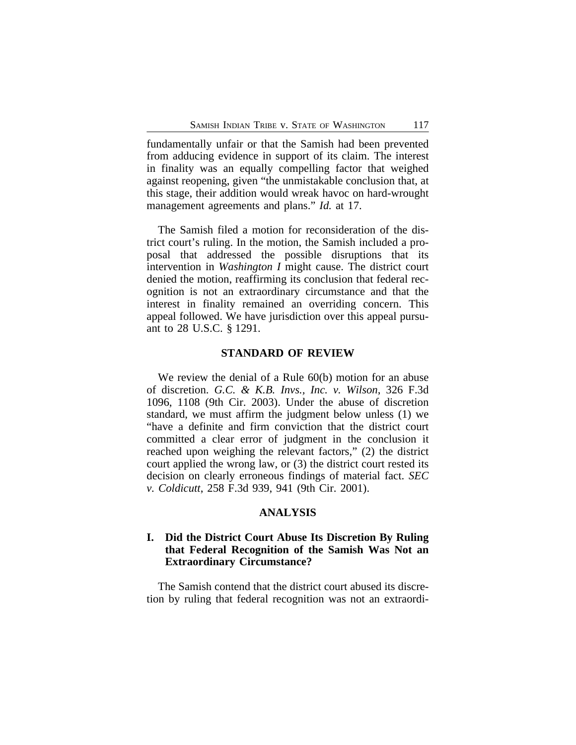fundamentally unfair or that the Samish had been prevented from adducing evidence in support of its claim. The interest in finality was an equally compelling factor that weighed against reopening, given "the unmistakable conclusion that, at this stage, their addition would wreak havoc on hard-wrought management agreements and plans." *Id.* at 17.

The Samish filed a motion for reconsideration of the district court's ruling. In the motion, the Samish included a proposal that addressed the possible disruptions that its intervention in *Washington I* might cause. The district court denied the motion, reaffirming its conclusion that federal recognition is not an extraordinary circumstance and that the interest in finality remained an overriding concern. This appeal followed. We have jurisdiction over this appeal pursuant to 28 U.S.C. § 1291.

## STANDARD OF REVIEW

We review the denial of a Rule 60(b) motion for an abuse of discretion. *G.C. & K.B. Invs., Inc. v. Wilson*, 326 F.3d 1096, 1108 (9th Cir. 2003). Under the abuse of discretion standard, we must affirm the judgment below unless (1) we "have a definite and firm conviction that the district court committed a clear error of judgment in the conclusion it reached upon weighing the relevant factors," (2) the district court applied the wrong law, or (3) the district court rested its decision on clearly erroneous findings of material fact. *SEC v. Coldicutt*, 258 F.3d 939, 941 (9th Cir. 2001).

## ANALYSIS

### I. Did the District Court Abuse Its Discretion By Ruling that Federal Recognition of the Samish Was Not an Extraordinary Circumstance?

The Samish contend that the district court abused its discretion by ruling that federal recognition was not an extraordi-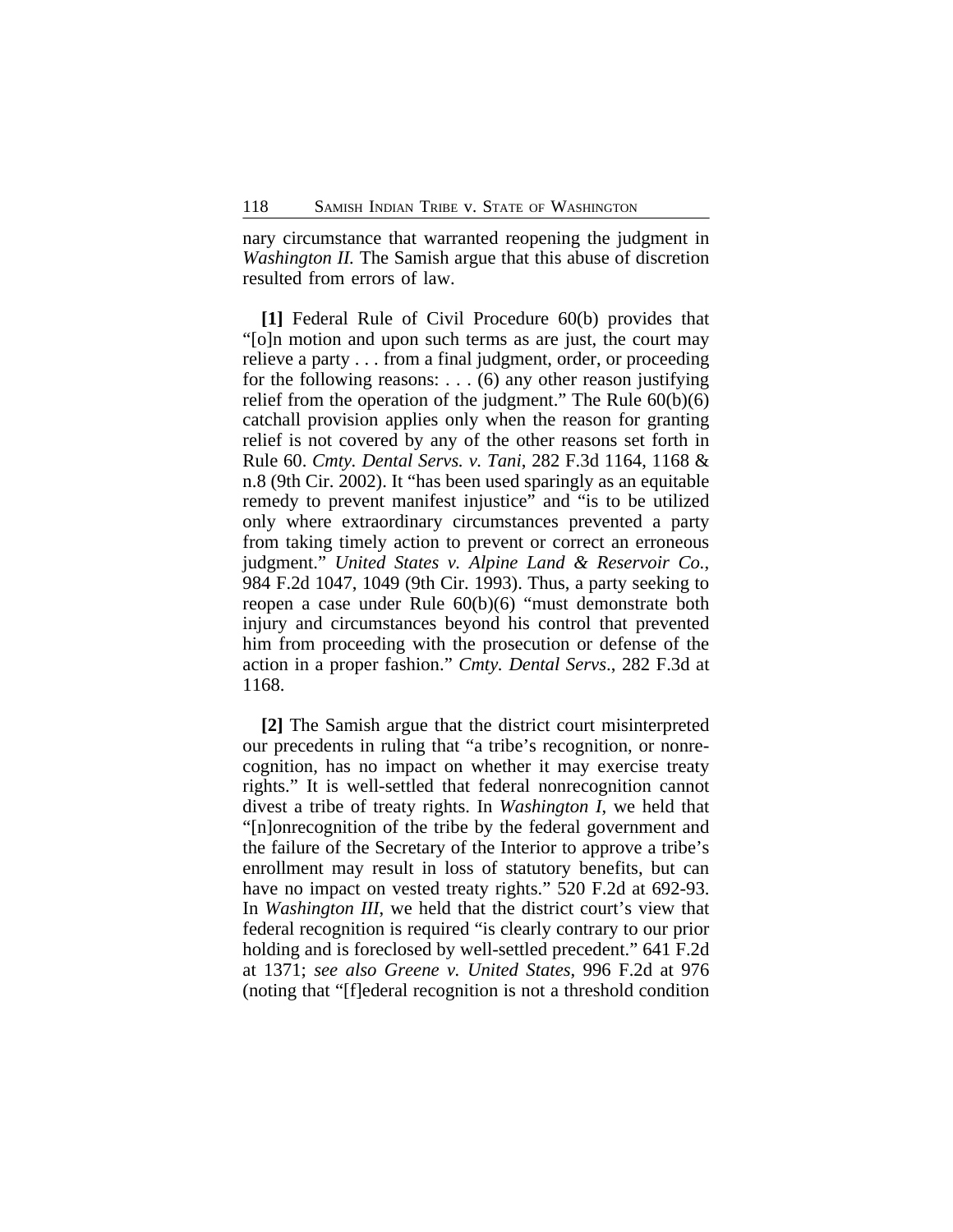nary circumstance that warranted reopening the judgment in *Washington II.* The Samish argue that this abuse of discretion resulted from errors of law.

**[1]** Federal Rule of Civil Procedure 60(b) provides that "[o]n motion and upon such terms as are just, the court may relieve a party . . . from a final judgment, order, or proceeding for the following reasons: . . . (6) any other reason justifying relief from the operation of the judgment." The Rule 60(b)(6) catchall provision applies only when the reason for granting relief is not covered by any of the other reasons set forth in Rule 60. *Cmty. Dental Servs. v. Tani*, 282 F.3d 1164, 1168 & n.8 (9th Cir. 2002). It "has been used sparingly as an equitable remedy to prevent manifest injustice" and "is to be utilized only where extraordinary circumstances prevented a party from taking timely action to prevent or correct an erroneous judgment." *United States v. Alpine Land & Reservoir Co.*, 984 F.2d 1047, 1049 (9th Cir. 1993). Thus, a party seeking to reopen a case under Rule 60(b)(6) "must demonstrate both injury and circumstances beyond his control that prevented him from proceeding with the prosecution or defense of the action in a proper fashion." *Cmty. Dental Servs*., 282 F.3d at 1168.

**[2]** The Samish argue that the district court misinterpreted our precedents in ruling that "a tribe's recognition, or nonrecognition, has no impact on whether it may exercise treaty rights." It is well-settled that federal nonrecognition cannot divest a tribe of treaty rights. In *Washington I*, we held that "[n]onrecognition of the tribe by the federal government and the failure of the Secretary of the Interior to approve a tribe's enrollment may result in loss of statutory benefits, but can have no impact on vested treaty rights." 520 F.2d at 692-93. In *Washington III*, we held that the district court's view that federal recognition is required "is clearly contrary to our prior holding and is foreclosed by well-settled precedent." 641 F.2d at 1371; *see also Greene v. United States*, 996 F.2d at 976 (noting that "[f]ederal recognition is not a threshold condition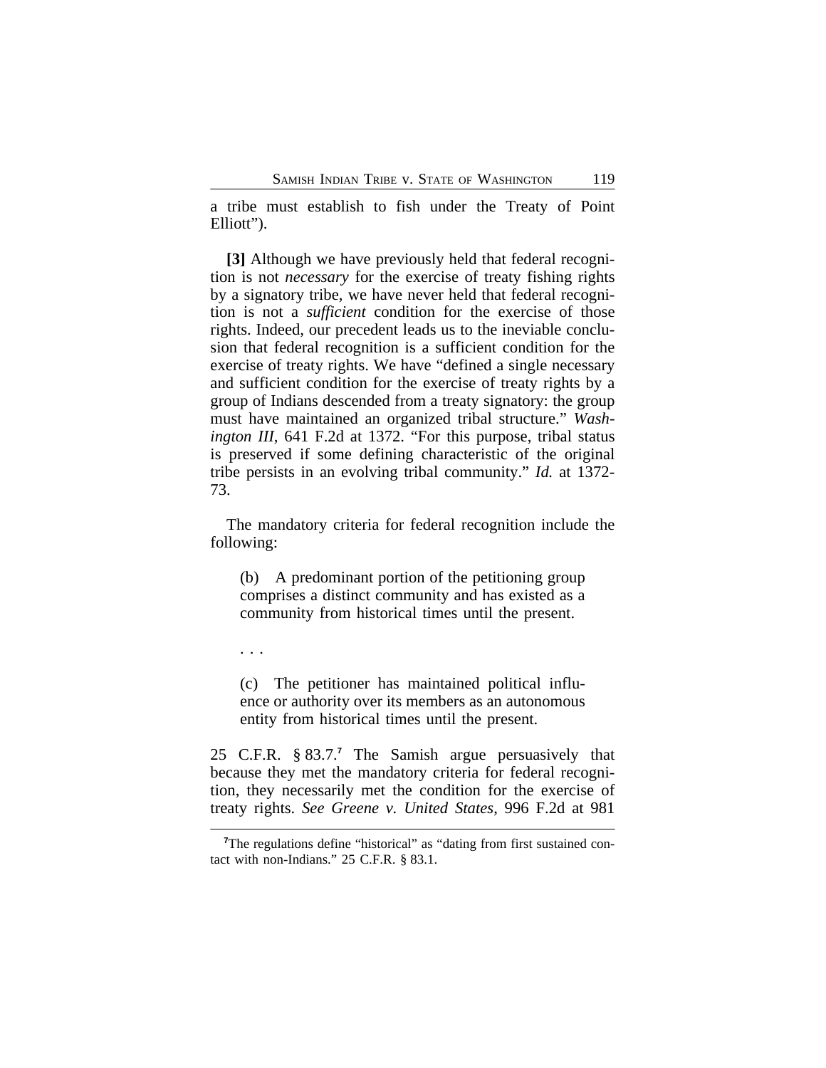a tribe must establish to fish under the Treaty of Point Elliott").

**[3]** Although we have previously held that federal recognition is not *necessary* for the exercise of treaty fishing rights by a signatory tribe, we have never held that federal recognition is not a *sufficient* condition for the exercise of those rights. Indeed, our precedent leads us to the ineviable conclusion that federal recognition is a sufficient condition for the exercise of treaty rights. We have "defined a single necessary and sufficient condition for the exercise of treaty rights by a group of Indians descended from a treaty signatory: the group must have maintained an organized tribal structure." *Washington III*, 641 F.2d at 1372. "For this purpose, tribal status is preserved if some defining characteristic of the original tribe persists in an evolving tribal community." *Id.* at 1372-73.

The mandatory criteria for federal recognition include the following:

> (b) A predominant portion of the petitioning group comprises a distinct community and has existed as a community from historical times until the present.
>
> . . .
>
> (c) The petitioner has maintained political influence or authority over its members as an autonomous entity from historical times until the present.

25 C.F.R. § 83.7.[7] The Samish argue persuasively that because they met the mandatory criteria for federal recognition, they necessarily met the condition for the exercise of treaty rights. *See Greene v. United States*, 996 F.2d at 981

[7]The regulations define "historical" as "dating from first sustained contact with non-Indians." 25 C.F.R. § 83.1.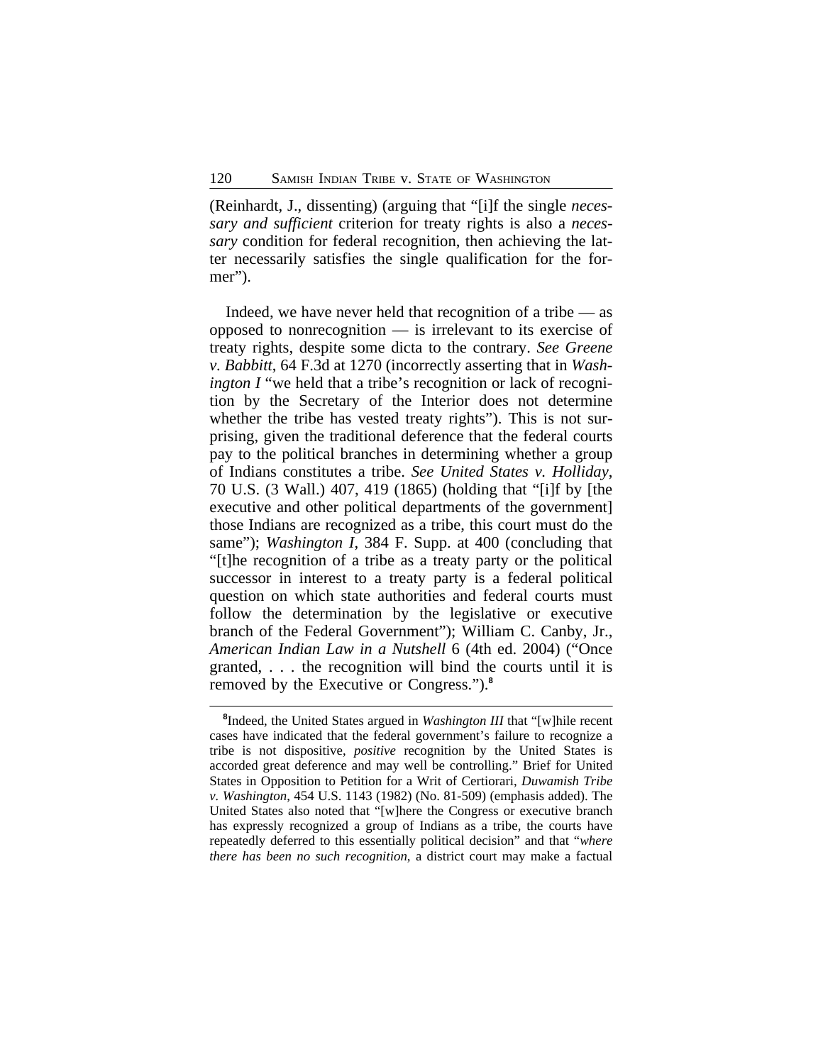(Reinhardt, J., dissenting) (arguing that "[i]f the single *necessary and sufficient* criterion for treaty rights is also a *necessary* condition for federal recognition, then achieving the latter necessarily satisfies the single qualification for the former").

Indeed, we have never held that recognition of a tribe — as opposed to nonrecognition — is irrelevant to its exercise of treaty rights, despite some dicta to the contrary. *See Greene v. Babbitt*, 64 F.3d at 1270 (incorrectly asserting that in *Washington I* "we held that a tribe's recognition or lack of recognition by the Secretary of the Interior does not determine whether the tribe has vested treaty rights"). This is not surprising, given the traditional deference that the federal courts pay to the political branches in determining whether a group of Indians constitutes a tribe. *See United States v. Holliday*, 70 U.S. (3 Wall.) 407, 419 (1865) (holding that "[i]f by [the executive and other political departments of the government] those Indians are recognized as a tribe, this court must do the same"); *Washington I*, 384 F. Supp. at 400 (concluding that "[t]he recognition of a tribe as a treaty party or the political successor in interest to a treaty party is a federal political question on which state authorities and federal courts must follow the determination by the legislative or executive branch of the Federal Government"); William C. Canby, Jr., *American Indian Law in a Nutshell* 6 (4th ed. 2004) ("Once granted, . . . the recognition will bind the courts until it is removed by the Executive or Congress.").[8]

[8]Indeed, the United States argued in *Washington III* that "[w]hile recent cases have indicated that the federal government's failure to recognize a tribe is not dispositive, *positive* recognition by the United States is accorded great deference and may well be controlling." Brief for United States in Opposition to Petition for a Writ of Certiorari, *Duwamish Tribe v. Washington*, 454 U.S. 1143 (1982) (No. 81-509) (emphasis added). The United States also noted that "[w]here the Congress or executive branch has expressly recognized a group of Indians as a tribe, the courts have repeatedly deferred to this essentially political decision" and that "*where there has been no such recognition*, a district court may make a factual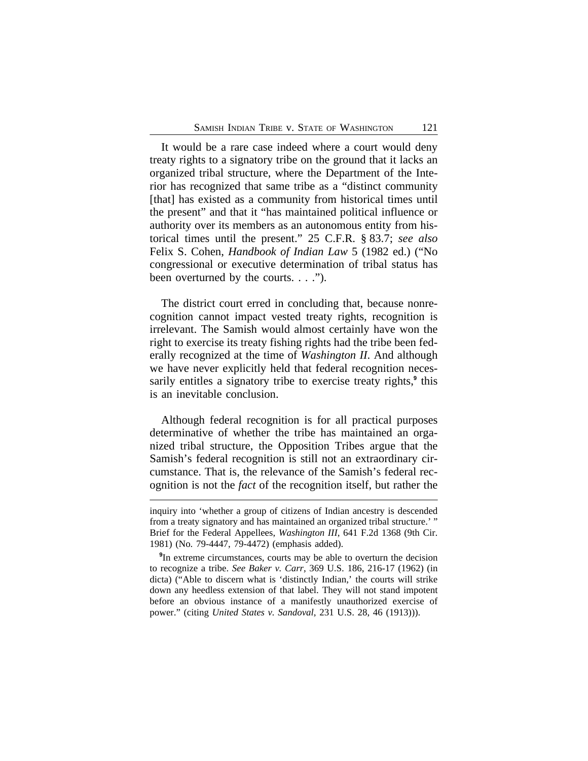It would be a rare case indeed where a court would deny treaty rights to a signatory tribe on the ground that it lacks an organized tribal structure, where the Department of the Interior has recognized that same tribe as a "distinct community [that] has existed as a community from historical times until the present" and that it "has maintained political influence or authority over its members as an autonomous entity from historical times until the present." 25 C.F.R. § 83.7; *see also* Felix S. Cohen, *Handbook of Indian Law* 5 (1982 ed.) ("No congressional or executive determination of tribal status has been overturned by the courts. . . .").

The district court erred in concluding that, because nonrecognition cannot impact vested treaty rights, recognition is irrelevant. The Samish would almost certainly have won the right to exercise its treaty fishing rights had the tribe been federally recognized at the time of *Washington II*. And although we have never explicitly held that federal recognition necessarily entitles a signatory tribe to exercise treaty rights,[9] this is an inevitable conclusion.

Although federal recognition is for all practical purposes determinative of whether the tribe has maintained an organized tribal structure, the Opposition Tribes argue that the Samish's federal recognition is still not an extraordinary circumstance. That is, the relevance of the Samish's federal recognition is not the *fact* of the recognition itself, but rather the

---

inquiry into 'whether a group of citizens of Indian ancestry is descended from a treaty signatory and has maintained an organized tribal structure.' " Brief for the Federal Appellees, *Washington III*, 641 F.2d 1368 (9th Cir. 1981) (No. 79-4447, 79-4472) (emphasis added).

[9] In extreme circumstances, courts may be able to overturn the decision to recognize a tribe. *See Baker v. Carr*, 369 U.S. 186, 216-17 (1962) (in dicta) ("Able to discern what is 'distinctly Indian,' the courts will strike down any heedless extension of that label. They will not stand impotent before an obvious instance of a manifestly unauthorized exercise of power." (citing *United States v. Sandoval*, 231 U.S. 28, 46 (1913))).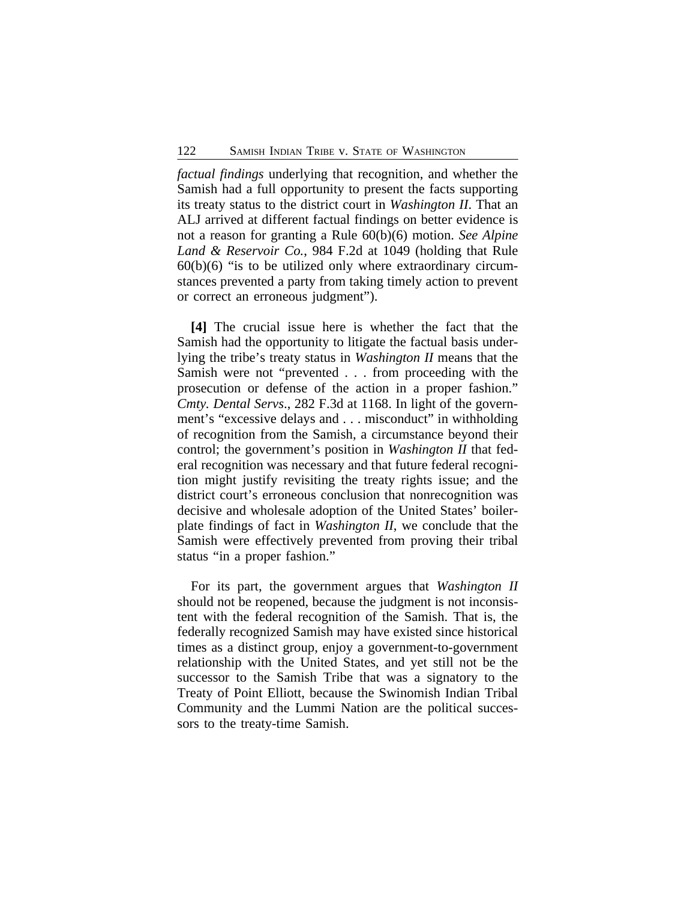*factual findings* underlying that recognition, and whether the Samish had a full opportunity to present the facts supporting its treaty status to the district court in *Washington II*. That an ALJ arrived at different factual findings on better evidence is not a reason for granting a Rule 60(b)(6) motion. *See Alpine Land & Reservoir Co.*, 984 F.2d at 1049 (holding that Rule 60(b)(6) "is to be utilized only where extraordinary circumstances prevented a party from taking timely action to prevent or correct an erroneous judgment").

**[4]** The crucial issue here is whether the fact that the Samish had the opportunity to litigate the factual basis underlying the tribe's treaty status in *Washington II* means that the Samish were not "prevented . . . from proceeding with the prosecution or defense of the action in a proper fashion." *Cmty. Dental Servs.*, 282 F.3d at 1168. In light of the government's "excessive delays and . . . misconduct" in withholding of recognition from the Samish, a circumstance beyond their control; the government's position in *Washington II* that federal recognition was necessary and that future federal recognition might justify revisiting the treaty rights issue; and the district court's erroneous conclusion that nonrecognition was decisive and wholesale adoption of the United States' boilerplate findings of fact in *Washington II*, we conclude that the Samish were effectively prevented from proving their tribal status "in a proper fashion."

For its part, the government argues that *Washington II* should not be reopened, because the judgment is not inconsistent with the federal recognition of the Samish. That is, the federally recognized Samish may have existed since historical times as a distinct group, enjoy a government-to-government relationship with the United States, and yet still not be the successor to the Samish Tribe that was a signatory to the Treaty of Point Elliott, because the Swinomish Indian Tribal Community and the Lummi Nation are the political successors to the treaty-time Samish.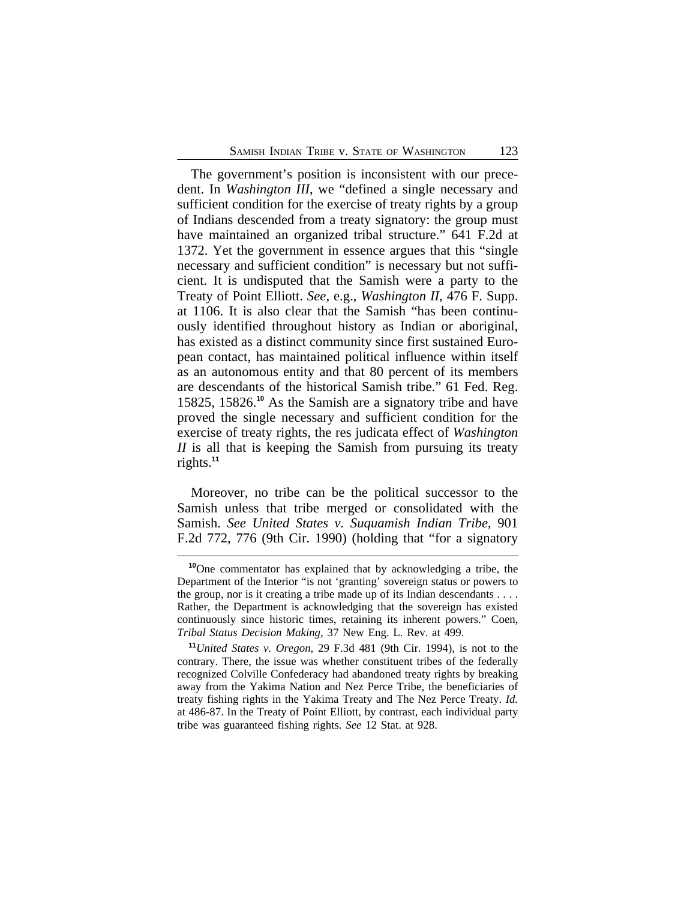The government's position is inconsistent with our precedent. In *Washington III*, we "defined a single necessary and sufficient condition for the exercise of treaty rights by a group of Indians descended from a treaty signatory: the group must have maintained an organized tribal structure." 641 F.2d at 1372. Yet the government in essence argues that this "single necessary and sufficient condition" is necessary but not sufficient. It is undisputed that the Samish were a party to the Treaty of Point Elliott. *See,* e.g., *Washington II*, 476 F. Supp. at 1106. It is also clear that the Samish "has been continuously identified throughout history as Indian or aboriginal, has existed as a distinct community since first sustained European contact, has maintained political influence within itself as an autonomous entity and that 80 percent of its members are descendants of the historical Samish tribe." 61 Fed. Reg. 15825, 15826.[10] As the Samish are a signatory tribe and have proved the single necessary and sufficient condition for the exercise of treaty rights, the res judicata effect of *Washington II* is all that is keeping the Samish from pursuing its treaty rights.[11]

Moreover, no tribe can be the political successor to the Samish unless that tribe merged or consolidated with the Samish. *See United States v. Suquamish Indian Tribe*, 901 F.2d 772, 776 (9th Cir. 1990) (holding that "for a signatory

---

[10]One commentator has explained that by acknowledging a tribe, the Department of the Interior "is not 'granting' sovereign status or powers to the group, nor is it creating a tribe made up of its Indian descendants . . . . Rather, the Department is acknowledging that the sovereign has existed continuously since historic times, retaining its inherent powers." Coen, *Tribal Status Decision Making*, 37 New Eng. L. Rev. at 499.

[11]*United States v. Oregon*, 29 F.3d 481 (9th Cir. 1994), is not to the contrary. There, the issue was whether constituent tribes of the federally recognized Colville Confederacy had abandoned treaty rights by breaking away from the Yakima Nation and Nez Perce Tribe, the beneficiaries of treaty fishing rights in the Yakima Treaty and The Nez Perce Treaty. *Id.* at 486-87. In the Treaty of Point Elliott, by contrast, each individual party tribe was guaranteed fishing rights. *See* 12 Stat. at 928.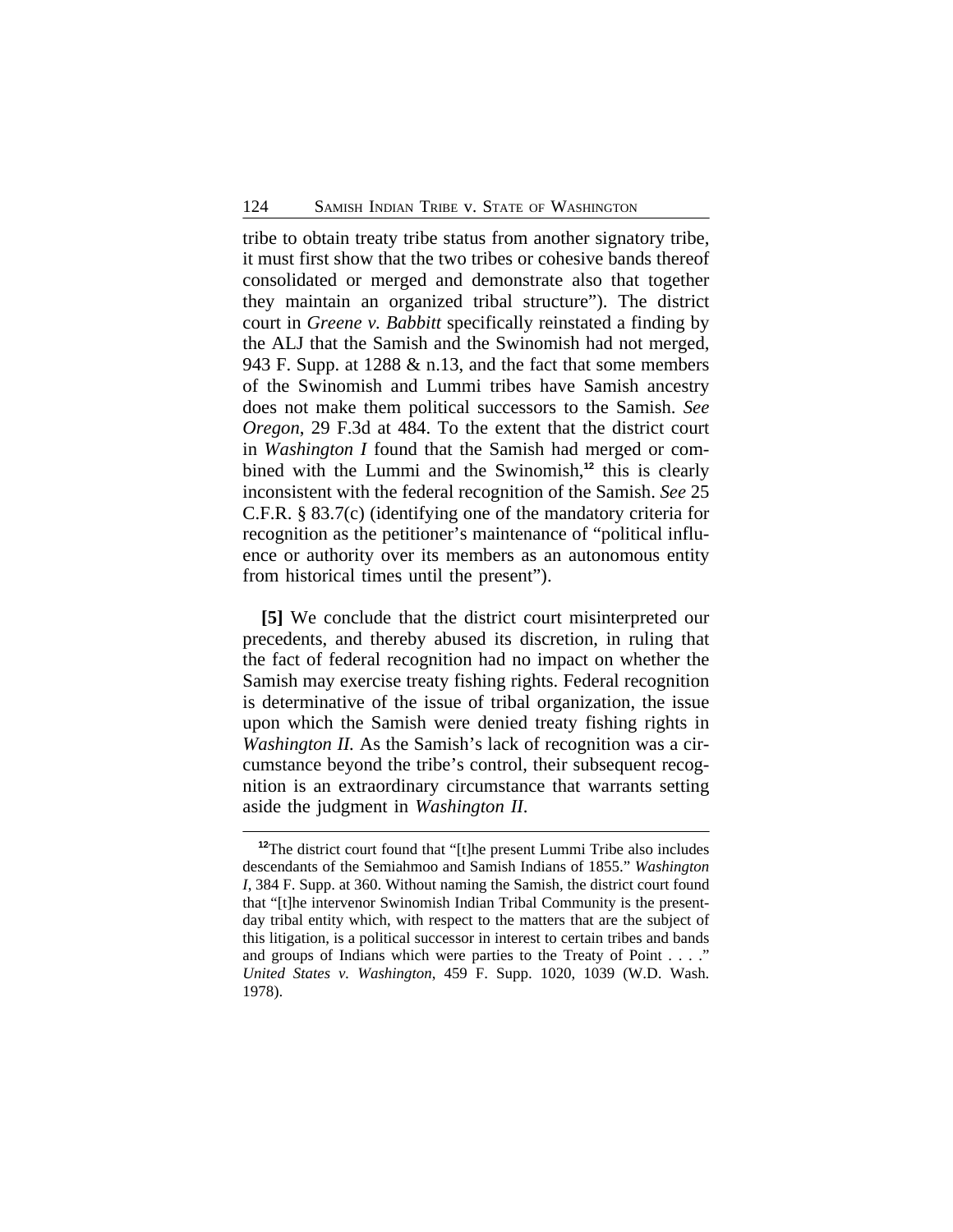tribe to obtain treaty tribe status from another signatory tribe, it must first show that the two tribes or cohesive bands thereof consolidated or merged and demonstrate also that together they maintain an organized tribal structure"). The district court in *Greene v. Babbitt* specifically reinstated a finding by the ALJ that the Samish and the Swinomish had not merged, 943 F. Supp. at 1288 & n.13, and the fact that some members of the Swinomish and Lummi tribes have Samish ancestry does not make them political successors to the Samish. *See Oregon*, 29 F.3d at 484. To the extent that the district court in *Washington I* found that the Samish had merged or combined with the Lummi and the Swinomish,[12] this is clearly inconsistent with the federal recognition of the Samish. *See* 25 C.F.R. § 83.7(c) (identifying one of the mandatory criteria for recognition as the petitioner's maintenance of "political influence or authority over its members as an autonomous entity from historical times until the present").

**[5]** We conclude that the district court misinterpreted our precedents, and thereby abused its discretion, in ruling that the fact of federal recognition had no impact on whether the Samish may exercise treaty fishing rights. Federal recognition is determinative of the issue of tribal organization, the issue upon which the Samish were denied treaty fishing rights in *Washington II.* As the Samish's lack of recognition was a circumstance beyond the tribe's control, their subsequent recognition is an extraordinary circumstance that warrants setting aside the judgment in *Washington II*.

---

[12]The district court found that "[t]he present Lummi Tribe also includes descendants of the Semiahmoo and Samish Indians of 1855." *Washington I*, 384 F. Supp. at 360. Without naming the Samish, the district court found that "[t]he intervenor Swinomish Indian Tribal Community is the present-day tribal entity which, with respect to the matters that are the subject of this litigation, is a political successor in interest to certain tribes and bands and groups of Indians which were parties to the Treaty of Point . . . ." *United States v. Washington*, 459 F. Supp. 1020, 1039 (W.D. Wash. 1978).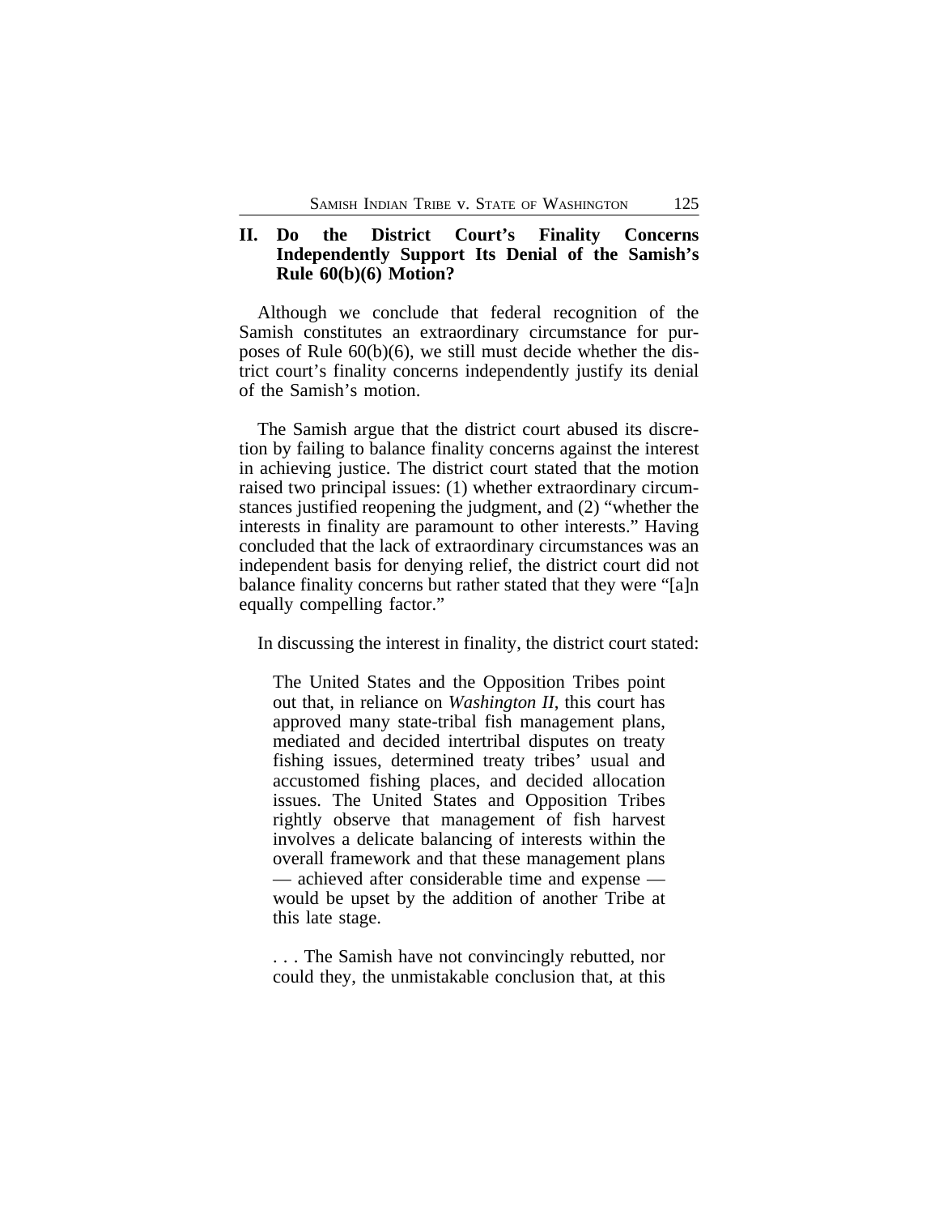## II. Do the District Court's Finality Concerns Independently Support Its Denial of the Samish's Rule 60(b)(6) Motion?

Although we conclude that federal recognition of the Samish constitutes an extraordinary circumstance for purposes of Rule 60(b)(6), we still must decide whether the district court's finality concerns independently justify its denial of the Samish's motion.

The Samish argue that the district court abused its discretion by failing to balance finality concerns against the interest in achieving justice. The district court stated that the motion raised two principal issues: (1) whether extraordinary circumstances justified reopening the judgment, and (2) "whether the interests in finality are paramount to other interests." Having concluded that the lack of extraordinary circumstances was an independent basis for denying relief, the district court did not balance finality concerns but rather stated that they were "[a]n equally compelling factor."

In discussing the interest in finality, the district court stated:

> The United States and the Opposition Tribes point out that, in reliance on *Washington II*, this court has approved many state-tribal fish management plans, mediated and decided intertribal disputes on treaty fishing issues, determined treaty tribes' usual and accustomed fishing places, and decided allocation issues. The United States and Opposition Tribes rightly observe that management of fish harvest involves a delicate balancing of interests within the overall framework and that these management plans — achieved after considerable time and expense — would be upset by the addition of another Tribe at this late stage.
>
> . . . The Samish have not convincingly rebutted, nor could they, the unmistakable conclusion that, at this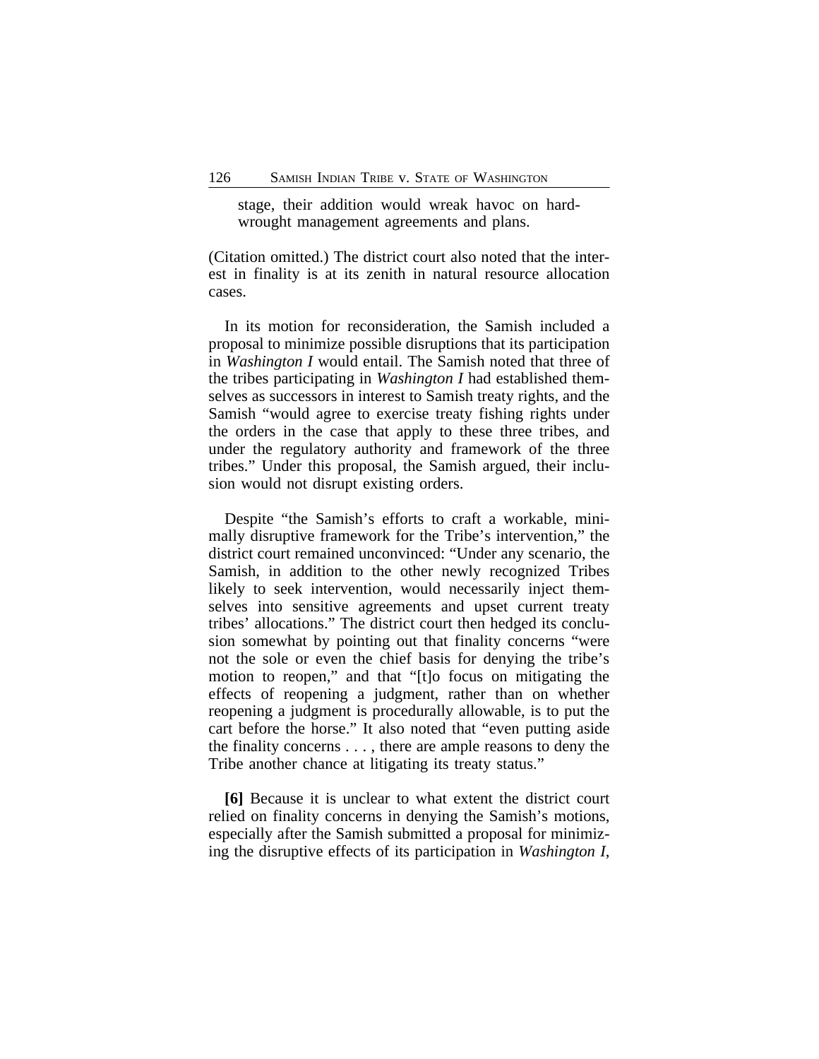> stage, their addition would wreak havoc on hard-wrought management agreements and plans.

(Citation omitted.) The district court also noted that the interest in finality is at its zenith in natural resource allocation cases.

In its motion for reconsideration, the Samish included a proposal to minimize possible disruptions that its participation in *Washington I* would entail. The Samish noted that three of the tribes participating in *Washington I* had established themselves as successors in interest to Samish treaty rights, and the Samish "would agree to exercise treaty fishing rights under the orders in the case that apply to these three tribes, and under the regulatory authority and framework of the three tribes." Under this proposal, the Samish argued, their inclusion would not disrupt existing orders.

Despite "the Samish's efforts to craft a workable, minimally disruptive framework for the Tribe's intervention," the district court remained unconvinced: "Under any scenario, the Samish, in addition to the other newly recognized Tribes likely to seek intervention, would necessarily inject themselves into sensitive agreements and upset current treaty tribes' allocations." The district court then hedged its conclusion somewhat by pointing out that finality concerns "were not the sole or even the chief basis for denying the tribe's motion to reopen," and that "[t]o focus on mitigating the effects of reopening a judgment, rather than on whether reopening a judgment is procedurally allowable, is to put the cart before the horse." It also noted that "even putting aside the finality concerns . . . , there are ample reasons to deny the Tribe another chance at litigating its treaty status."

**[6]** Because it is unclear to what extent the district court relied on finality concerns in denying the Samish's motions, especially after the Samish submitted a proposal for minimizing the disruptive effects of its participation in *Washington I*,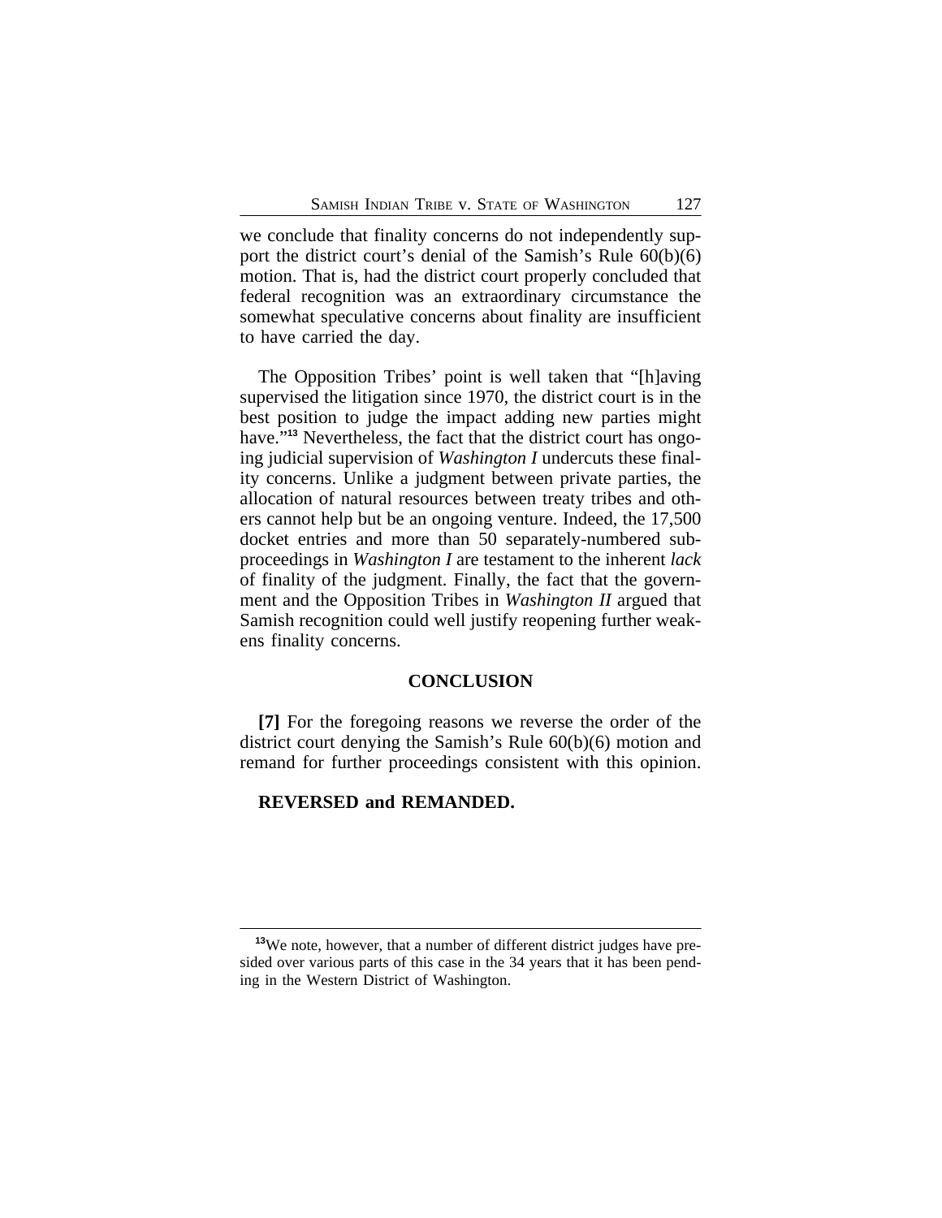we conclude that finality concerns do not independently support the district court's denial of the Samish's Rule 60(b)(6) motion. That is, had the district court properly concluded that federal recognition was an extraordinary circumstance the somewhat speculative concerns about finality are insufficient to have carried the day.

The Opposition Tribes' point is well taken that "[h]aving supervised the litigation since 1970, the district court is in the best position to judge the impact adding new parties might have."[13] Nevertheless, the fact that the district court has ongoing judicial supervision of *Washington I* undercuts these finality concerns. Unlike a judgment between private parties, the allocation of natural resources between treaty tribes and others cannot help but be an ongoing venture. Indeed, the 17,500 docket entries and more than 50 separately-numbered subproceedings in *Washington I* are testament to the inherent *lack* of finality of the judgment. Finally, the fact that the government and the Opposition Tribes in *Washington II* argued that Samish recognition could well justify reopening further weakens finality concerns.

## CONCLUSION

**[7]** For the foregoing reasons we reverse the order of the district court denying the Samish's Rule 60(b)(6) motion and remand for further proceedings consistent with this opinion.

**REVERSED and REMANDED.**

---

[13] We note, however, that a number of different district judges have presided over various parts of this case in the 34 years that it has been pending in the Western District of Washington.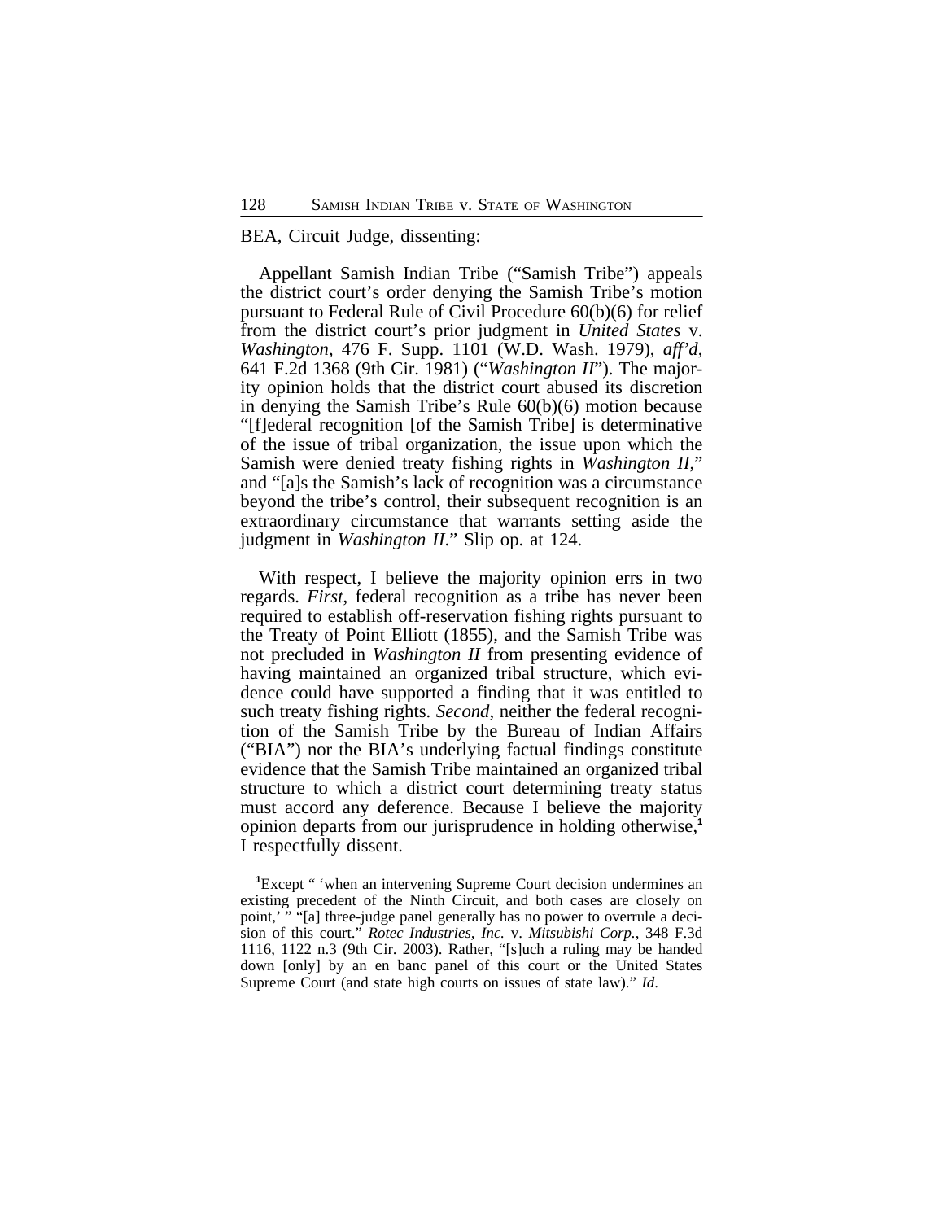BEA, Circuit Judge, dissenting:

Appellant Samish Indian Tribe ("Samish Tribe") appeals the district court's order denying the Samish Tribe's motion pursuant to Federal Rule of Civil Procedure 60(b)(6) for relief from the district court's prior judgment in *United States* v. *Washington*, 476 F. Supp. 1101 (W.D. Wash. 1979), *aff'd*, 641 F.2d 1368 (9th Cir. 1981) ("*Washington II*"). The majority opinion holds that the district court abused its discretion in denying the Samish Tribe's Rule 60(b)(6) motion because "[f]ederal recognition [of the Samish Tribe] is determinative of the issue of tribal organization, the issue upon which the Samish were denied treaty fishing rights in *Washington II*," and "[a]s the Samish's lack of recognition was a circumstance beyond the tribe's control, their subsequent recognition is an extraordinary circumstance that warrants setting aside the judgment in *Washington II*." Slip op. at 124.

With respect, I believe the majority opinion errs in two regards. *First*, federal recognition as a tribe has never been required to establish off-reservation fishing rights pursuant to the Treaty of Point Elliott (1855), and the Samish Tribe was not precluded in *Washington II* from presenting evidence of having maintained an organized tribal structure, which evidence could have supported a finding that it was entitled to such treaty fishing rights. *Second*, neither the federal recognition of the Samish Tribe by the Bureau of Indian Affairs ("BIA") nor the BIA's underlying factual findings constitute evidence that the Samish Tribe maintained an organized tribal structure to which a district court determining treaty status must accord any deference. Because I believe the majority opinion departs from our jurisprudence in holding otherwise,[1] I respectfully dissent.

[1]Except " 'when an intervening Supreme Court decision undermines an existing precedent of the Ninth Circuit, and both cases are closely on point,' " "[a] three-judge panel generally has no power to overrule a decision of this court." *Rotec Industries, Inc.* v. *Mitsubishi Corp.*, 348 F.3d 1116, 1122 n.3 (9th Cir. 2003). Rather, "[s]uch a ruling may be handed down [only] by an en banc panel of this court or the United States Supreme Court (and state high courts on issues of state law)." *Id*.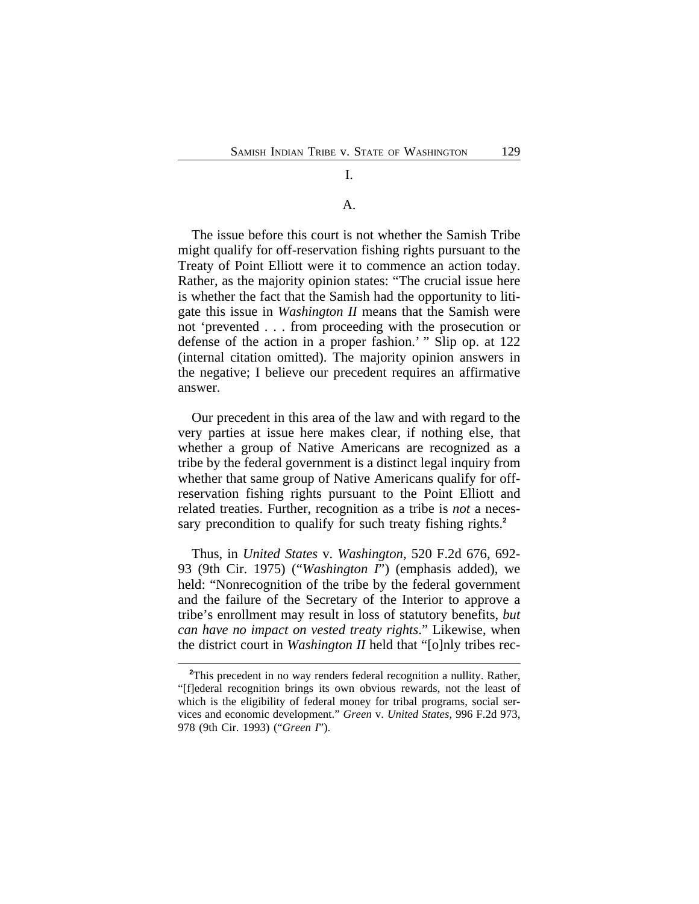I.

A.

The issue before this court is not whether the Samish Tribe might qualify for off-reservation fishing rights pursuant to the Treaty of Point Elliott were it to commence an action today. Rather, as the majority opinion states: "The crucial issue here is whether the fact that the Samish had the opportunity to litigate this issue in *Washington II* means that the Samish were not 'prevented . . . from proceeding with the prosecution or defense of the action in a proper fashion.' " Slip op. at 122 (internal citation omitted). The majority opinion answers in the negative; I believe our precedent requires an affirmative answer.

Our precedent in this area of the law and with regard to the very parties at issue here makes clear, if nothing else, that whether a group of Native Americans are recognized as a tribe by the federal government is a distinct legal inquiry from whether that same group of Native Americans qualify for off-reservation fishing rights pursuant to the Point Elliott and related treaties. Further, recognition as a tribe is *not* a necessary precondition to qualify for such treaty fishing rights.[2]

Thus, in *United States* v. *Washington*, 520 F.2d 676, 692-93 (9th Cir. 1975) ("*Washington I*") (emphasis added), we held: "Nonrecognition of the tribe by the federal government and the failure of the Secretary of the Interior to approve a tribe's enrollment may result in loss of statutory benefits, *but can have no impact on vested treaty rights*." Likewise, when the district court in *Washington II* held that "[o]nly tribes rec-

[2]This precedent in no way renders federal recognition a nullity. Rather, "[f]ederal recognition brings its own obvious rewards, not the least of which is the eligibility of federal money for tribal programs, social services and economic development." *Green* v. *United States*, 996 F.2d 973, 978 (9th Cir. 1993) ("*Green I*").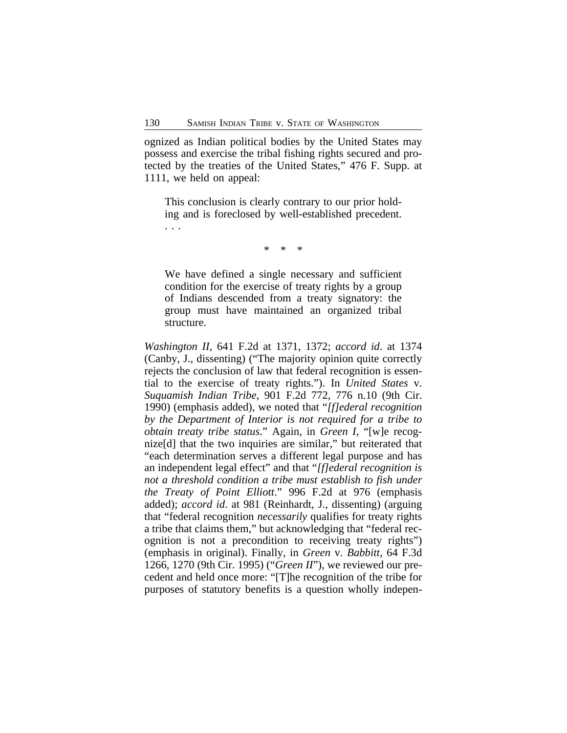ognized as Indian political bodies by the United States may possess and exercise the tribal fishing rights secured and protected by the treaties of the United States," 476 F. Supp. at 1111, we held on appeal:

> This conclusion is clearly contrary to our prior holding and is foreclosed by well-established precedent. . . .
>
> \* \* \*
>
> We have defined a single necessary and sufficient condition for the exercise of treaty rights by a group of Indians descended from a treaty signatory: the group must have maintained an organized tribal structure.

*Washington II*, 641 F.2d at 1371, 1372; *accord id*. at 1374 (Canby, J., dissenting) ("The majority opinion quite correctly rejects the conclusion of law that federal recognition is essential to the exercise of treaty rights."). In *United States* v. *Suquamish Indian Tribe*, 901 F.2d 772, 776 n.10 (9th Cir. 1990) (emphasis added), we noted that "*[f]ederal recognition by the Department of Interior is not required for a tribe to obtain treaty tribe status*." Again, in *Green I*, "[w]e recognize[d] that the two inquiries are similar," but reiterated that "each determination serves a different legal purpose and has an independent legal effect" and that "*[f]ederal recognition is not a threshold condition a tribe must establish to fish under the Treaty of Point Elliott*." 996 F.2d at 976 (emphasis added); *accord id*. at 981 (Reinhardt, J., dissenting) (arguing that "federal recognition *necessarily* qualifies for treaty rights a tribe that claims them," but acknowledging that "federal recognition is not a precondition to receiving treaty rights") (emphasis in original). Finally, in *Green* v. *Babbitt*, 64 F.3d 1266, 1270 (9th Cir. 1995) ("*Green II*"), we reviewed our precedent and held once more: "[T]he recognition of the tribe for purposes of statutory benefits is a question wholly indepen-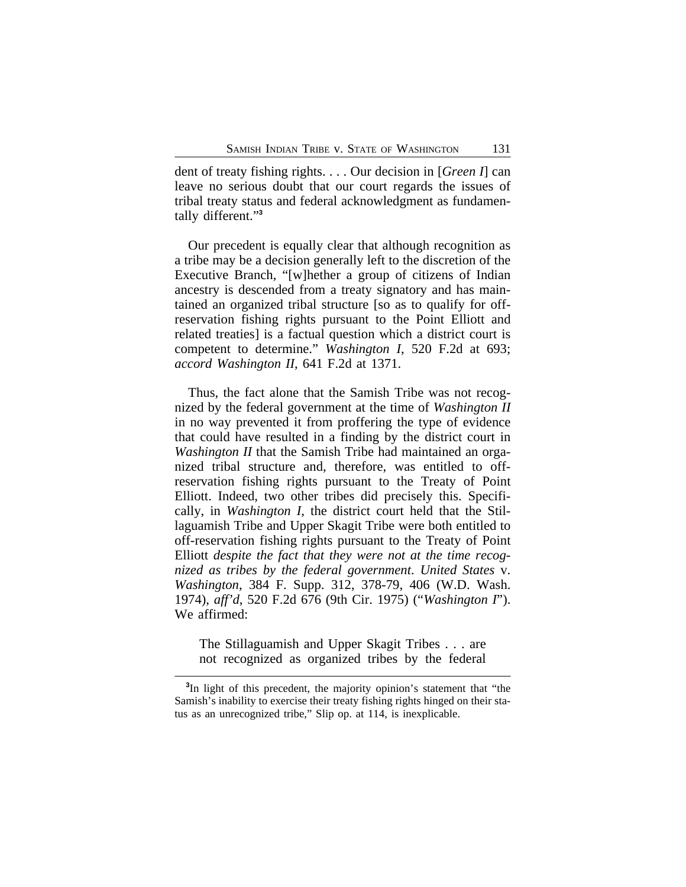dent of treaty fishing rights. . . . Our decision in [*Green I*] can leave no serious doubt that our court regards the issues of tribal treaty status and federal acknowledgment as fundamentally different."[3]

Our precedent is equally clear that although recognition as a tribe may be a decision generally left to the discretion of the Executive Branch, "[w]hether a group of citizens of Indian ancestry is descended from a treaty signatory and has maintained an organized tribal structure [so as to qualify for off-reservation fishing rights pursuant to the Point Elliott and related treaties] is a factual question which a district court is competent to determine." *Washington I*, 520 F.2d at 693; *accord Washington II*, 641 F.2d at 1371.

Thus, the fact alone that the Samish Tribe was not recognized by the federal government at the time of *Washington II* in no way prevented it from proffering the type of evidence that could have resulted in a finding by the district court in *Washington II* that the Samish Tribe had maintained an organized tribal structure and, therefore, was entitled to off-reservation fishing rights pursuant to the Treaty of Point Elliott. Indeed, two other tribes did precisely this. Specifically, in *Washington I*, the district court held that the Stillaguamish Tribe and Upper Skagit Tribe were both entitled to off-reservation fishing rights pursuant to the Treaty of Point Elliott *despite the fact that they were not at the time recognized as tribes by the federal government*. *United States* v. *Washington*, 384 F. Supp. 312, 378-79, 406 (W.D. Wash. 1974), *aff'd*, 520 F.2d 676 (9th Cir. 1975) ("*Washington I*"). We affirmed:

> The Stillaguamish and Upper Skagit Tribes . . . are not recognized as organized tribes by the federal

[3]In light of this precedent, the majority opinion's statement that "the Samish's inability to exercise their treaty fishing rights hinged on their status as an unrecognized tribe," Slip op. at 114, is inexplicable.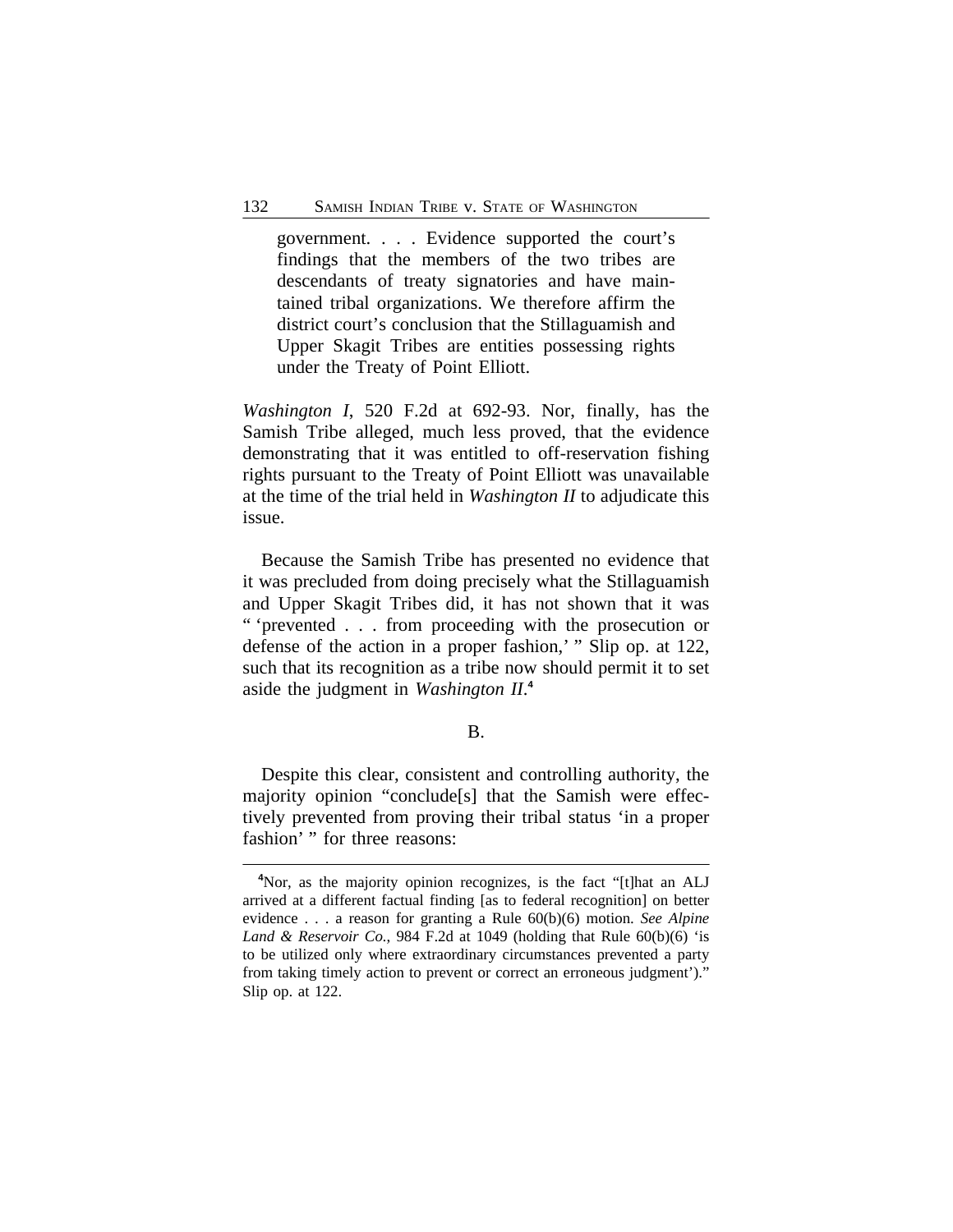> government. . . . Evidence supported the court's findings that the members of the two tribes are descendants of treaty signatories and have maintained tribal organizations. We therefore affirm the district court's conclusion that the Stillaguamish and Upper Skagit Tribes are entities possessing rights under the Treaty of Point Elliott.

*Washington I*, 520 F.2d at 692-93. Nor, finally, has the Samish Tribe alleged, much less proved, that the evidence demonstrating that it was entitled to off-reservation fishing rights pursuant to the Treaty of Point Elliott was unavailable at the time of the trial held in *Washington II* to adjudicate this issue.

Because the Samish Tribe has presented no evidence that it was precluded from doing precisely what the Stillaguamish and Upper Skagit Tribes did, it has not shown that it was " 'prevented . . . from proceeding with the prosecution or defense of the action in a proper fashion,' " Slip op. at 122, such that its recognition as a tribe now should permit it to set aside the judgment in *Washington II*.[4]

B.

Despite this clear, consistent and controlling authority, the majority opinion "conclude[s] that the Samish were effectively prevented from proving their tribal status 'in a proper fashion' " for three reasons:

---

[4]Nor, as the majority opinion recognizes, is the fact "[t]hat an ALJ arrived at a different factual finding [as to federal recognition] on better evidence . . . a reason for granting a Rule 60(b)(6) motion. *See Alpine Land & Reservoir Co.*, 984 F.2d at 1049 (holding that Rule 60(b)(6) 'is to be utilized only where extraordinary circumstances prevented a party from taking timely action to prevent or correct an erroneous judgment')." Slip op. at 122.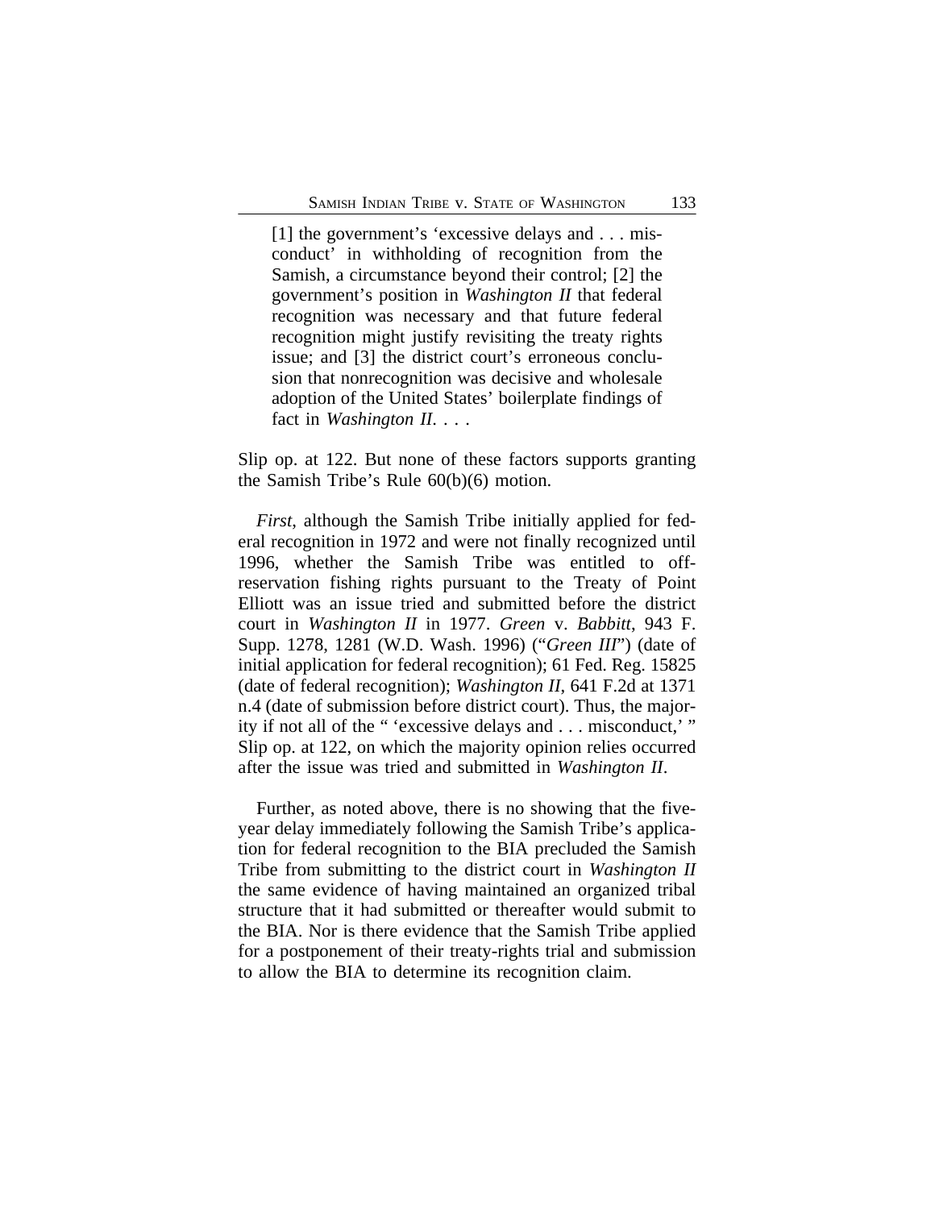> [1] the government's 'excessive delays and . . . misconduct' in withholding of recognition from the Samish, a circumstance beyond their control; [2] the government's position in *Washington II* that federal recognition was necessary and that future federal recognition might justify revisiting the treaty rights issue; and [3] the district court's erroneous conclusion that nonrecognition was decisive and wholesale adoption of the United States' boilerplate findings of fact in *Washington II*. . . .

Slip op. at 122. But none of these factors supports granting the Samish Tribe's Rule 60(b)(6) motion.

*First*, although the Samish Tribe initially applied for federal recognition in 1972 and were not finally recognized until 1996, whether the Samish Tribe was entitled to off-reservation fishing rights pursuant to the Treaty of Point Elliott was an issue tried and submitted before the district court in *Washington II* in 1977. *Green* v. *Babbitt*, 943 F. Supp. 1278, 1281 (W.D. Wash. 1996) ("*Green III*") (date of initial application for federal recognition); 61 Fed. Reg. 15825 (date of federal recognition); *Washington II*, 641 F.2d at 1371 n.4 (date of submission before district court). Thus, the majority if not all of the " 'excessive delays and . . . misconduct,' " Slip op. at 122, on which the majority opinion relies occurred after the issue was tried and submitted in *Washington II*.

Further, as noted above, there is no showing that the five-year delay immediately following the Samish Tribe's application for federal recognition to the BIA precluded the Samish Tribe from submitting to the district court in *Washington II* the same evidence of having maintained an organized tribal structure that it had submitted or thereafter would submit to the BIA. Nor is there evidence that the Samish Tribe applied for a postponement of their treaty-rights trial and submission to allow the BIA to determine its recognition claim.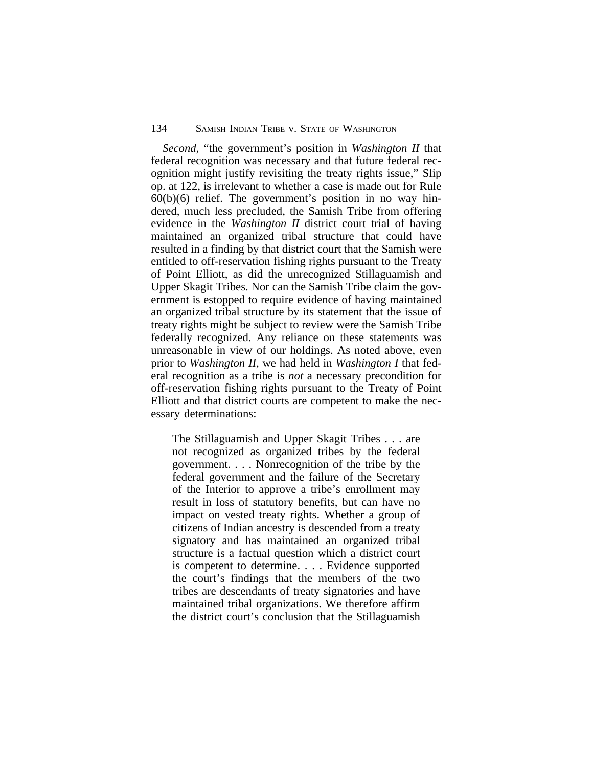*Second*, "the government's position in *Washington II* that federal recognition was necessary and that future federal recognition might justify revisiting the treaty rights issue," Slip op. at 122, is irrelevant to whether a case is made out for Rule 60(b)(6) relief. The government's position in no way hindered, much less precluded, the Samish Tribe from offering evidence in the *Washington II* district court trial of having maintained an organized tribal structure that could have resulted in a finding by that district court that the Samish were entitled to off-reservation fishing rights pursuant to the Treaty of Point Elliott, as did the unrecognized Stillaguamish and Upper Skagit Tribes. Nor can the Samish Tribe claim the government is estopped to require evidence of having maintained an organized tribal structure by its statement that the issue of treaty rights might be subject to review were the Samish Tribe federally recognized. Any reliance on these statements was unreasonable in view of our holdings. As noted above, even prior to *Washington II*, we had held in *Washington I* that federal recognition as a tribe is *not* a necessary precondition for off-reservation fishing rights pursuant to the Treaty of Point Elliott and that district courts are competent to make the necessary determinations:

> The Stillaguamish and Upper Skagit Tribes . . . are not recognized as organized tribes by the federal government. . . . Nonrecognition of the tribe by the federal government and the failure of the Secretary of the Interior to approve a tribe's enrollment may result in loss of statutory benefits, but can have no impact on vested treaty rights. Whether a group of citizens of Indian ancestry is descended from a treaty signatory and has maintained an organized tribal structure is a factual question which a district court is competent to determine. . . . Evidence supported the court's findings that the members of the two tribes are descendants of treaty signatories and have maintained tribal organizations. We therefore affirm the district court's conclusion that the Stillaguamish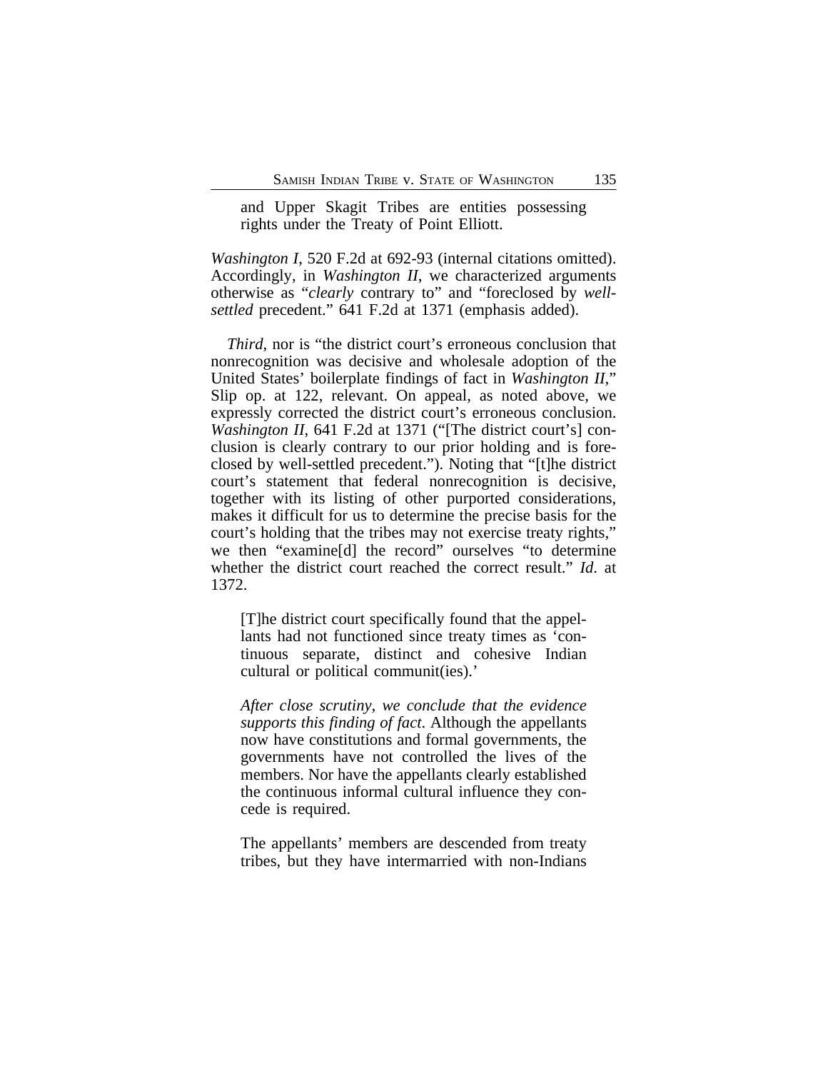> and Upper Skagit Tribes are entities possessing rights under the Treaty of Point Elliott.

*Washington I*, 520 F.2d at 692-93 (internal citations omitted). Accordingly, in *Washington II*, we characterized arguments otherwise as "*clearly* contrary to" and "foreclosed by *well-settled* precedent." 641 F.2d at 1371 (emphasis added).

*Third*, nor is "the district court's erroneous conclusion that nonrecognition was decisive and wholesale adoption of the United States' boilerplate findings of fact in *Washington II*," Slip op. at 122, relevant. On appeal, as noted above, we expressly corrected the district court's erroneous conclusion. *Washington II*, 641 F.2d at 1371 ("[The district court's] conclusion is clearly contrary to our prior holding and is foreclosed by well-settled precedent."). Noting that "[t]he district court's statement that federal nonrecognition is decisive, together with its listing of other purported considerations, makes it difficult for us to determine the precise basis for the court's holding that the tribes may not exercise treaty rights," we then "examine[d] the record" ourselves "to determine whether the district court reached the correct result." *Id*. at 1372.

> [T]he district court specifically found that the appellants had not functioned since treaty times as 'continuous separate, distinct and cohesive Indian cultural or political communit(ies).'
>
> *After close scrutiny, we conclude that the evidence supports this finding of fact*. Although the appellants now have constitutions and formal governments, the governments have not controlled the lives of the members. Nor have the appellants clearly established the continuous informal cultural influence they concede is required.
>
> The appellants' members are descended from treaty tribes, but they have intermarried with non-Indians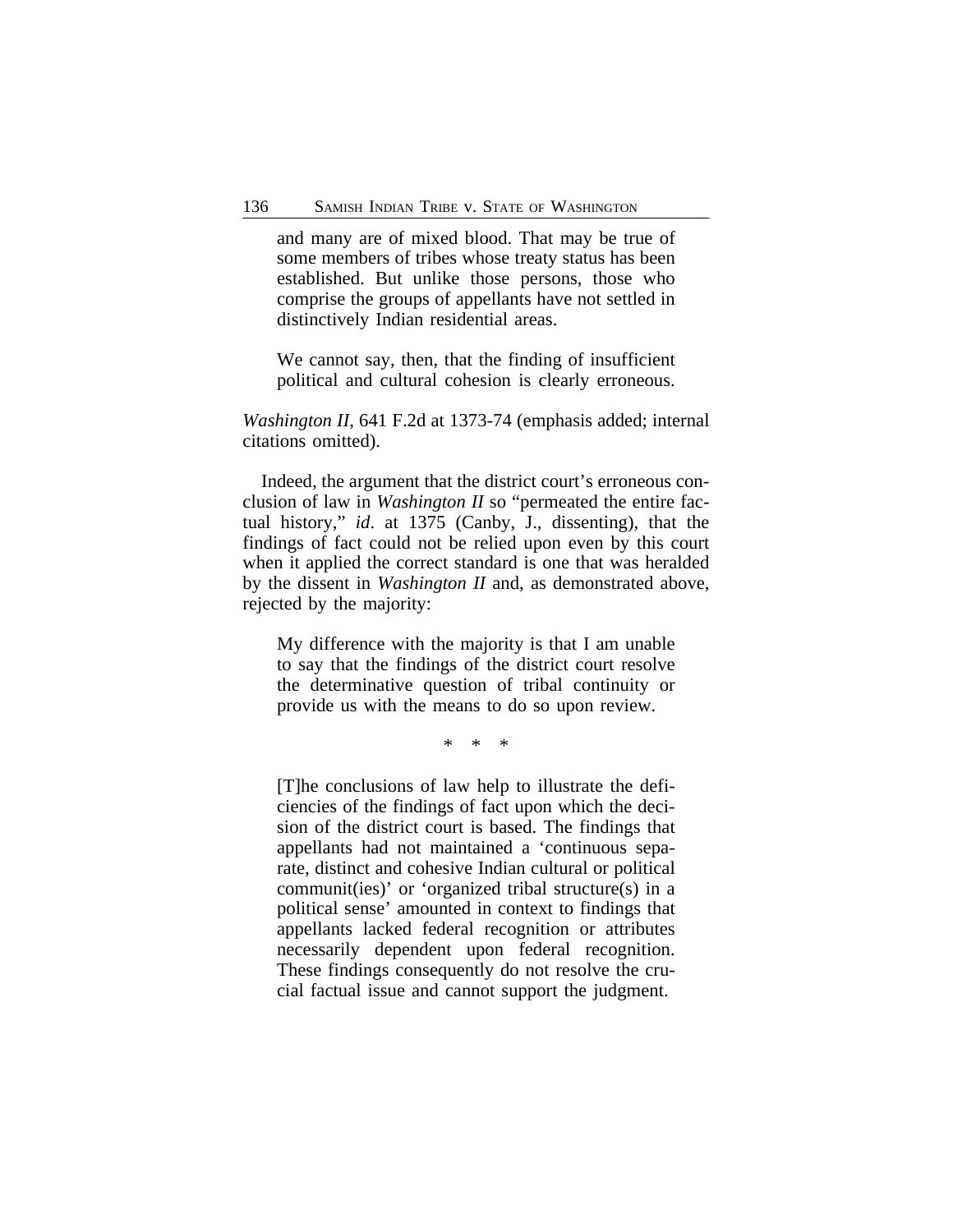> and many are of mixed blood. That may be true of some members of tribes whose treaty status has been established. But unlike those persons, those who comprise the groups of appellants have not settled in distinctively Indian residential areas.
>
> We cannot say, then, that the finding of insufficient political and cultural cohesion is clearly erroneous.

*Washington II*, 641 F.2d at 1373-74 (emphasis added; internal citations omitted).

Indeed, the argument that the district court's erroneous conclusion of law in *Washington II* so "permeated the entire factual history," *id*. at 1375 (Canby, J., dissenting), that the findings of fact could not be relied upon even by this court when it applied the correct standard is one that was heralded by the dissent in *Washington II* and, as demonstrated above, rejected by the majority:

> My difference with the majority is that I am unable to say that the findings of the district court resolve the determinative question of tribal continuity or provide us with the means to do so upon review.
>
> \* \* \*
>
> [T]he conclusions of law help to illustrate the deficiencies of the findings of fact upon which the decision of the district court is based. The findings that appellants had not maintained a 'continuous separate, distinct and cohesive Indian cultural or political communit(ies)' or 'organized tribal structure(s) in a political sense' amounted in context to findings that appellants lacked federal recognition or attributes necessarily dependent upon federal recognition. These findings consequently do not resolve the crucial factual issue and cannot support the judgment.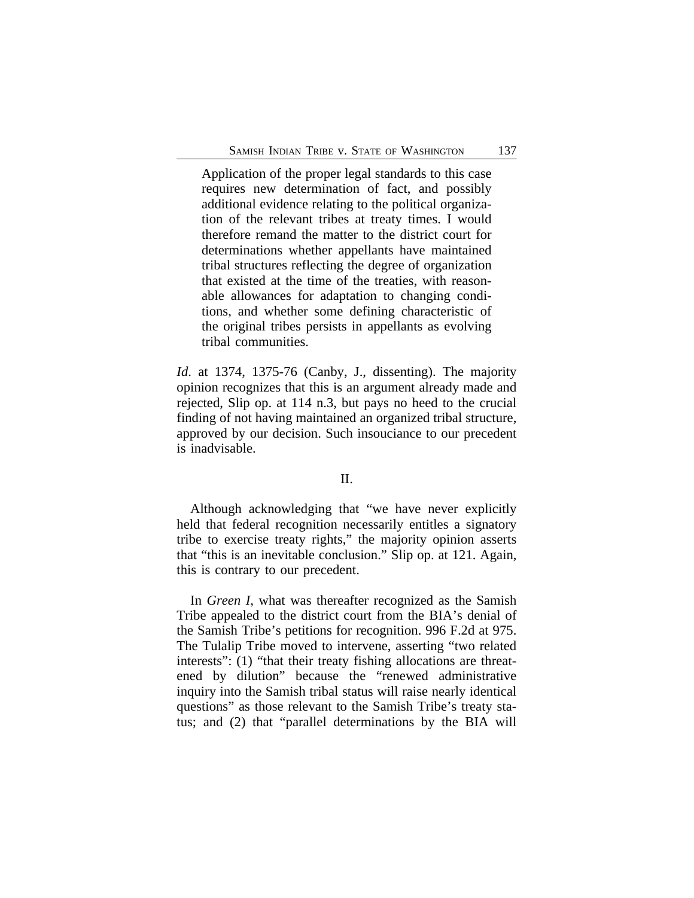> Application of the proper legal standards to this case requires new determination of fact, and possibly additional evidence relating to the political organization of the relevant tribes at treaty times. I would therefore remand the matter to the district court for determinations whether appellants have maintained tribal structures reflecting the degree of organization that existed at the time of the treaties, with reasonable allowances for adaptation to changing conditions, and whether some defining characteristic of the original tribes persists in appellants as evolving tribal communities.

*Id*. at 1374, 1375-76 (Canby, J., dissenting). The majority opinion recognizes that this is an argument already made and rejected, Slip op. at 114 n.3, but pays no heed to the crucial finding of not having maintained an organized tribal structure, approved by our decision. Such insouciance to our precedent is inadvisable.

## II.

Although acknowledging that "we have never explicitly held that federal recognition necessarily entitles a signatory tribe to exercise treaty rights," the majority opinion asserts that "this is an inevitable conclusion." Slip op. at 121. Again, this is contrary to our precedent.

In *Green I*, what was thereafter recognized as the Samish Tribe appealed to the district court from the BIA's denial of the Samish Tribe's petitions for recognition. 996 F.2d at 975. The Tulalip Tribe moved to intervene, asserting "two related interests": (1) "that their treaty fishing allocations are threatened by dilution" because the "renewed administrative inquiry into the Samish tribal status will raise nearly identical questions" as those relevant to the Samish Tribe's treaty status; and (2) that "parallel determinations by the BIA will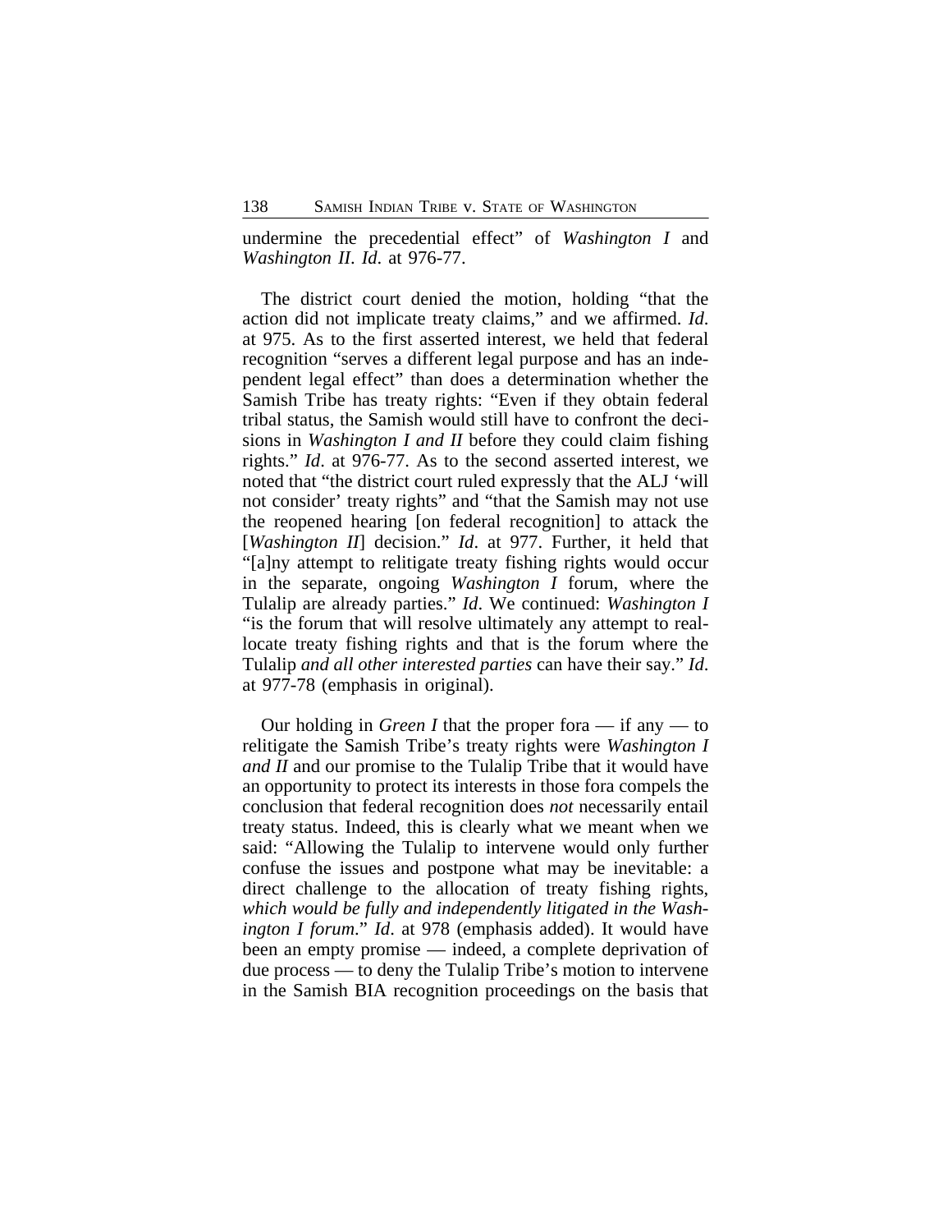undermine the precedential effect" of *Washington I* and *Washington II*. *Id*. at 976-77.

The district court denied the motion, holding "that the action did not implicate treaty claims," and we affirmed. *Id*. at 975. As to the first asserted interest, we held that federal recognition "serves a different legal purpose and has an independent legal effect" than does a determination whether the Samish Tribe has treaty rights: "Even if they obtain federal tribal status, the Samish would still have to confront the decisions in *Washington I and II* before they could claim fishing rights." *Id*. at 976-77. As to the second asserted interest, we noted that "the district court ruled expressly that the ALJ 'will not consider' treaty rights" and "that the Samish may not use the reopened hearing [on federal recognition] to attack the [*Washington II*] decision." *Id*. at 977. Further, it held that "[a]ny attempt to relitigate treaty fishing rights would occur in the separate, ongoing *Washington I* forum, where the Tulalip are already parties." *Id*. We continued: *Washington I* "is the forum that will resolve ultimately any attempt to reallocate treaty fishing rights and that is the forum where the Tulalip *and all other interested parties* can have their say." *Id*. at 977-78 (emphasis in original).

Our holding in *Green I* that the proper fora — if any — to relitigate the Samish Tribe's treaty rights were *Washington I and II* and our promise to the Tulalip Tribe that it would have an opportunity to protect its interests in those fora compels the conclusion that federal recognition does *not* necessarily entail treaty status. Indeed, this is clearly what we meant when we said: "Allowing the Tulalip to intervene would only further confuse the issues and postpone what may be inevitable: a direct challenge to the allocation of treaty fishing rights, *which would be fully and independently litigated in the Washington I forum*." *Id*. at 978 (emphasis added). It would have been an empty promise — indeed, a complete deprivation of due process — to deny the Tulalip Tribe's motion to intervene in the Samish BIA recognition proceedings on the basis that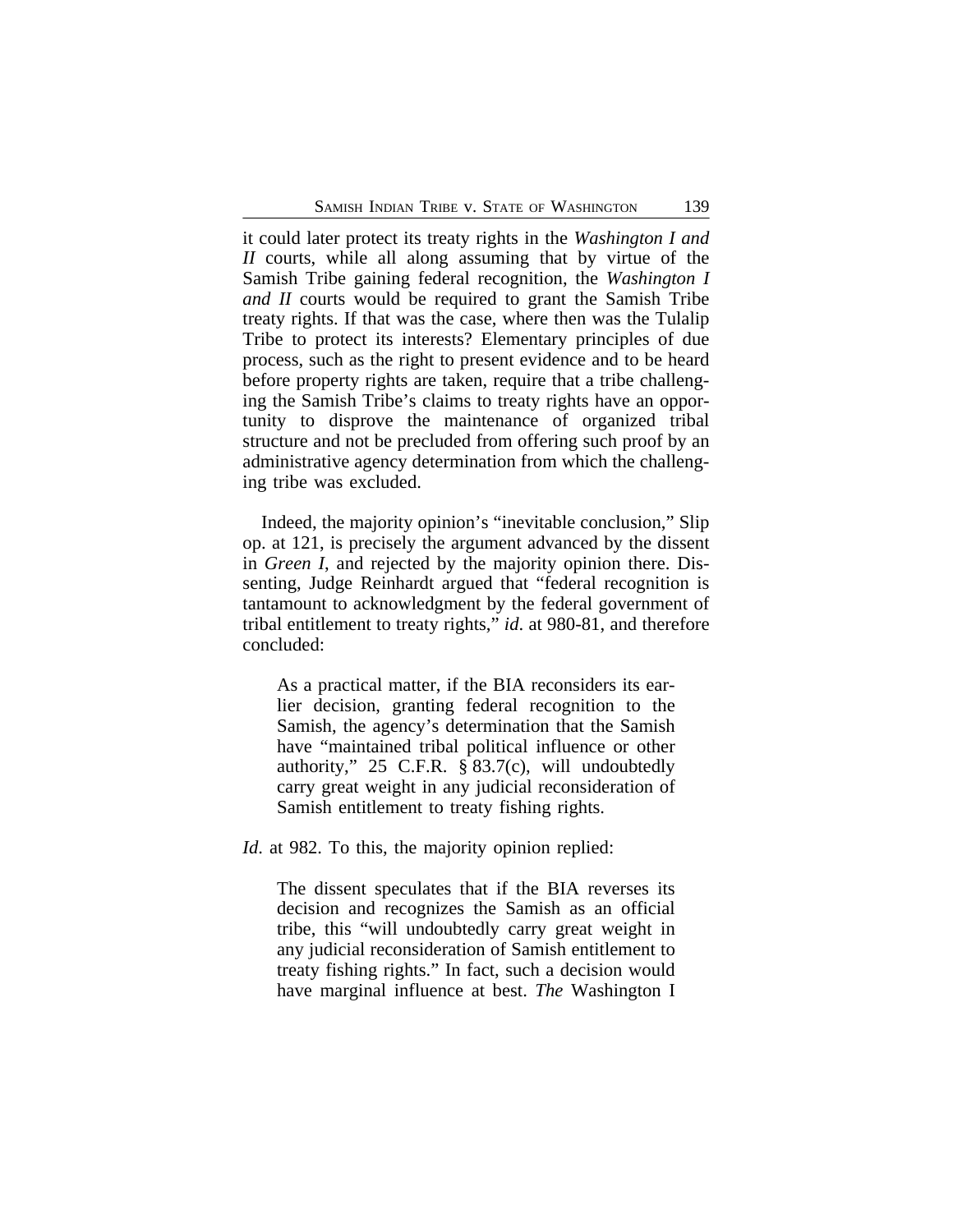it could later protect its treaty rights in the *Washington I and II* courts, while all along assuming that by virtue of the Samish Tribe gaining federal recognition, the *Washington I and II* courts would be required to grant the Samish Tribe treaty rights. If that was the case, where then was the Tulalip Tribe to protect its interests? Elementary principles of due process, such as the right to present evidence and to be heard before property rights are taken, require that a tribe challenging the Samish Tribe's claims to treaty rights have an opportunity to disprove the maintenance of organized tribal structure and not be precluded from offering such proof by an administrative agency determination from which the challenging tribe was excluded.

Indeed, the majority opinion's "inevitable conclusion," Slip op. at 121, is precisely the argument advanced by the dissent in *Green I*, and rejected by the majority opinion there. Dissenting, Judge Reinhardt argued that "federal recognition is tantamount to acknowledgment by the federal government of tribal entitlement to treaty rights," *id*. at 980-81, and therefore concluded:

> As a practical matter, if the BIA reconsiders its earlier decision, granting federal recognition to the Samish, the agency's determination that the Samish have "maintained tribal political influence or other authority," 25 C.F.R. § 83.7(c), will undoubtedly carry great weight in any judicial reconsideration of Samish entitlement to treaty fishing rights.

*Id*. at 982. To this, the majority opinion replied:

> The dissent speculates that if the BIA reverses its decision and recognizes the Samish as an official tribe, this "will undoubtedly carry great weight in any judicial reconsideration of Samish entitlement to treaty fishing rights." In fact, such a decision would have marginal influence at best. *The* Washington I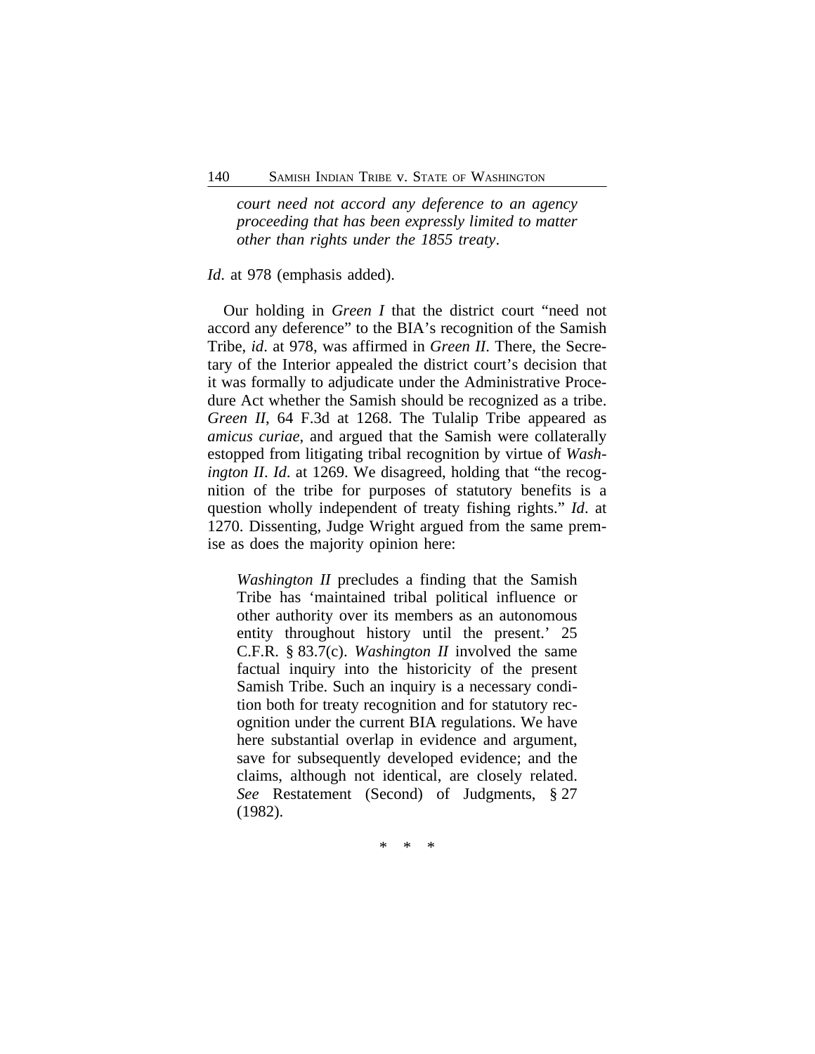> *court need not accord any deference to an agency proceeding that has been expressly limited to matter other than rights under the 1855 treaty*.

*Id*. at 978 (emphasis added).

Our holding in *Green I* that the district court "need not accord any deference" to the BIA's recognition of the Samish Tribe, *id*. at 978, was affirmed in *Green II*. There, the Secretary of the Interior appealed the district court's decision that it was formally to adjudicate under the Administrative Procedure Act whether the Samish should be recognized as a tribe. *Green II*, 64 F.3d at 1268. The Tulalip Tribe appeared as *amicus curiae*, and argued that the Samish were collaterally estopped from litigating tribal recognition by virtue of *Washington II*. *Id*. at 1269. We disagreed, holding that "the recognition of the tribe for purposes of statutory benefits is a question wholly independent of treaty fishing rights." *Id*. at 1270. Dissenting, Judge Wright argued from the same premise as does the majority opinion here:

> *Washington II* precludes a finding that the Samish Tribe has 'maintained tribal political influence or other authority over its members as an autonomous entity throughout history until the present.' 25 C.F.R. § 83.7(c). *Washington II* involved the same factual inquiry into the historicity of the present Samish Tribe. Such an inquiry is a necessary condition both for treaty recognition and for statutory recognition under the current BIA regulations. We have here substantial overlap in evidence and argument, save for subsequently developed evidence; and the claims, although not identical, are closely related. *See* Restatement (Second) of Judgments, § 27 (1982).

\* \* \*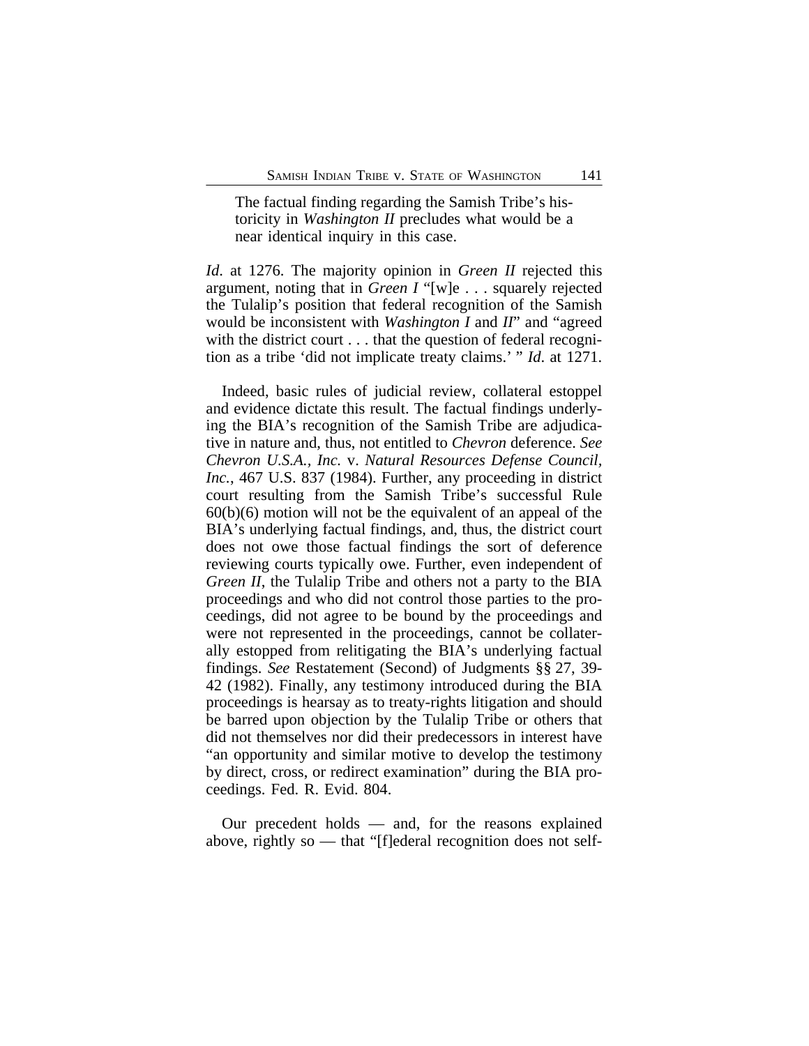> The factual finding regarding the Samish Tribe's historicity in *Washington II* precludes what would be a near identical inquiry in this case.

*Id*. at 1276. The majority opinion in *Green II* rejected this argument, noting that in *Green I* "[w]e . . . squarely rejected the Tulalip's position that federal recognition of the Samish would be inconsistent with *Washington I* and *II*" and "agreed with the district court . . . that the question of federal recognition as a tribe 'did not implicate treaty claims.' " *Id*. at 1271.

Indeed, basic rules of judicial review, collateral estoppel and evidence dictate this result. The factual findings underlying the BIA's recognition of the Samish Tribe are adjudicative in nature and, thus, not entitled to *Chevron* deference. *See Chevron U.S.A., Inc.* v. *Natural Resources Defense Council, Inc.*, 467 U.S. 837 (1984). Further, any proceeding in district court resulting from the Samish Tribe's successful Rule 60(b)(6) motion will not be the equivalent of an appeal of the BIA's underlying factual findings, and, thus, the district court does not owe those factual findings the sort of deference reviewing courts typically owe. Further, even independent of *Green II*, the Tulalip Tribe and others not a party to the BIA proceedings and who did not control those parties to the proceedings, did not agree to be bound by the proceedings and were not represented in the proceedings, cannot be collaterally estopped from relitigating the BIA's underlying factual findings. *See* Restatement (Second) of Judgments §§ 27, 39-42 (1982). Finally, any testimony introduced during the BIA proceedings is hearsay as to treaty-rights litigation and should be barred upon objection by the Tulalip Tribe or others that did not themselves nor did their predecessors in interest have "an opportunity and similar motive to develop the testimony by direct, cross, or redirect examination" during the BIA proceedings. Fed. R. Evid. 804.

Our precedent holds — and, for the reasons explained above, rightly so — that "[f]ederal recognition does not self-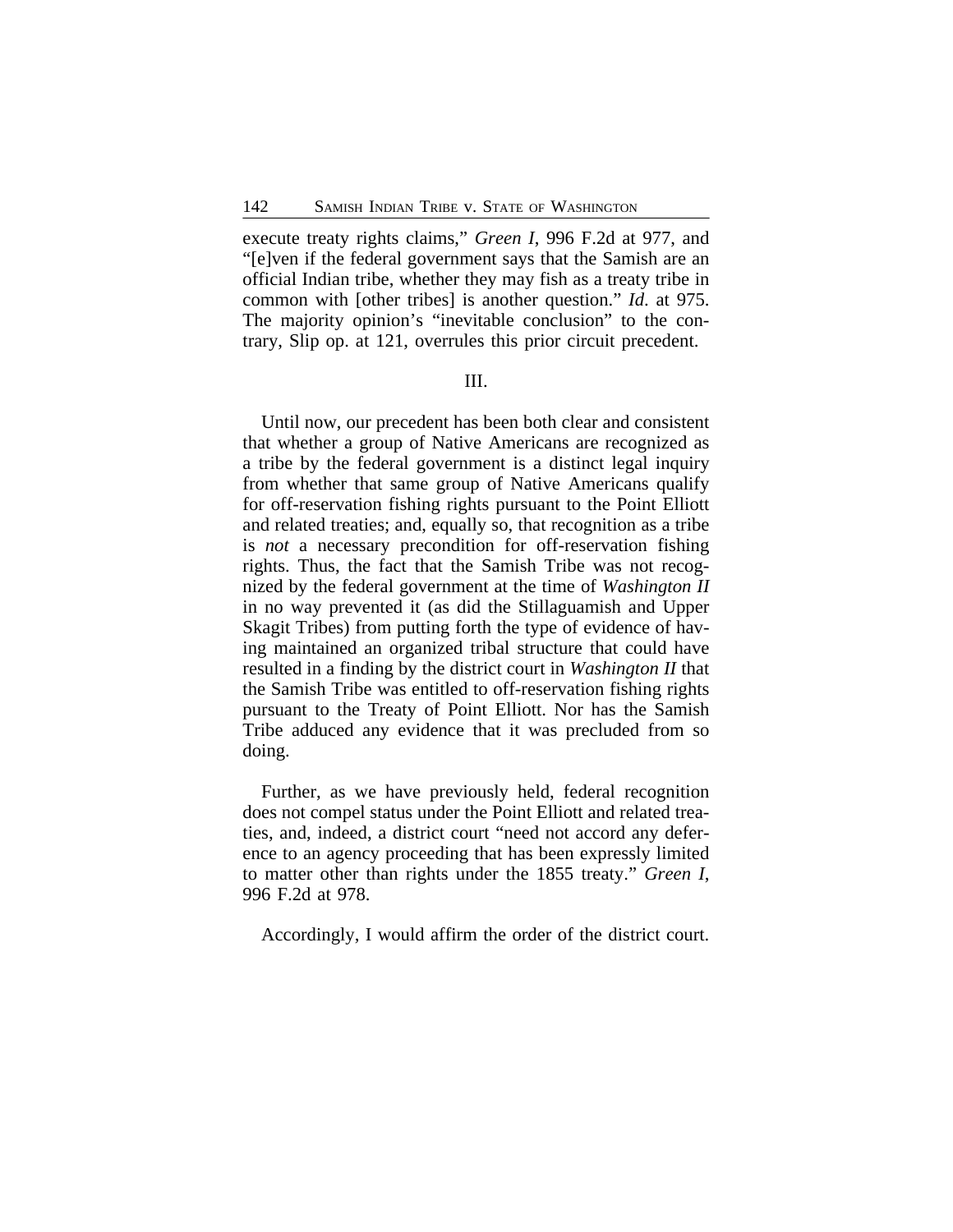execute treaty rights claims," *Green I*, 996 F.2d at 977, and "[e]ven if the federal government says that the Samish are an official Indian tribe, whether they may fish as a treaty tribe in common with [other tribes] is another question." *Id.* at 975. The majority opinion's "inevitable conclusion" to the contrary, Slip op. at 121, overrules this prior circuit precedent.

III.

Until now, our precedent has been both clear and consistent that whether a group of Native Americans are recognized as a tribe by the federal government is a distinct legal inquiry from whether that same group of Native Americans qualify for off-reservation fishing rights pursuant to the Point Elliott and related treaties; and, equally so, that recognition as a tribe is *not* a necessary precondition for off-reservation fishing rights. Thus, the fact that the Samish Tribe was not recognized by the federal government at the time of *Washington II* in no way prevented it (as did the Stillaguamish and Upper Skagit Tribes) from putting forth the type of evidence of having maintained an organized tribal structure that could have resulted in a finding by the district court in *Washington II* that the Samish Tribe was entitled to off-reservation fishing rights pursuant to the Treaty of Point Elliott. Nor has the Samish Tribe adduced any evidence that it was precluded from so doing.

Further, as we have previously held, federal recognition does not compel status under the Point Elliott and related treaties, and, indeed, a district court "need not accord any deference to an agency proceeding that has been expressly limited to matter other than rights under the 1855 treaty." *Green I*, 996 F.2d at 978.

Accordingly, I would affirm the order of the district court.